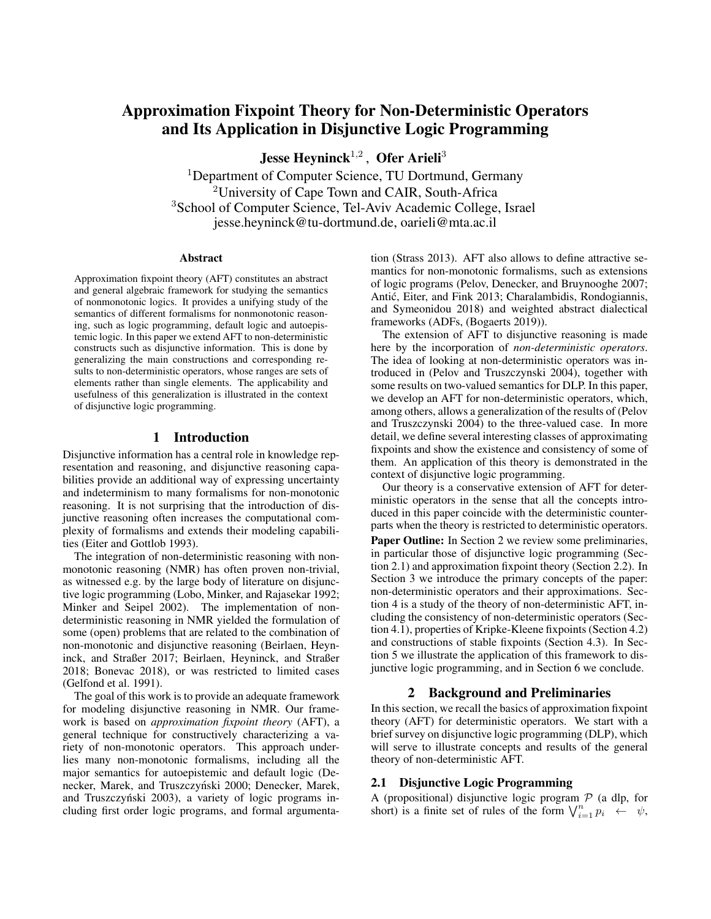# Approximation Fixpoint Theory for Non-Deterministic Operators and Its Application in Disjunctive Logic Programming

**Jesse Heyninck**[1,2], **Ofer Arieli**[3]

[1]Department of Computer Science, TU Dortmund, Germany
[2]University of Cape Town and CAIR, South-Africa
[3]School of Computer Science, Tel-Aviv Academic College, Israel
jesse.heyninck@tu-dortmund.de, oarieli@mta.ac.il

### Abstract

Approximation fixpoint theory (AFT) constitutes an abstract and general algebraic framework for studying the semantics of nonmonotonic logics. It provides a unifying study of the semantics of different formalisms for nonmonotonic reasoning, such as logic programming, default logic and autoepistemic logic. In this paper we extend AFT to non-deterministic constructs such as disjunctive information. This is done by generalizing the main constructions and corresponding results to non-deterministic operators, whose ranges are sets of elements rather than single elements. The applicability and usefulness of this generalization is illustrated in the context of disjunctive logic programming.

## 1 Introduction

Disjunctive information has a central role in knowledge representation and reasoning, and disjunctive reasoning capabilities provide an additional way of expressing uncertainty and indeterminism to many formalisms for non-monotonic reasoning. It is not surprising that the introduction of disjunctive reasoning often increases the computational complexity of formalisms and extends their modeling capabilities (Eiter and Gottlob 1993).

The integration of non-deterministic reasoning with non-monotonic reasoning (NMR) has often proven non-trivial, as witnessed e.g. by the large body of literature on disjunctive logic programming (Lobo, Minker, and Rajasekar 1992; Minker and Seipel 2002). The implementation of non-deterministic reasoning in NMR yielded the formulation of some (open) problems that are related to the combination of non-monotonic and disjunctive reasoning (Beirlaen, Heyninck, and Straßer 2017; Beirlaen, Heyninck, and Straßer 2018; Bonevac 2018), or was restricted to limited cases (Gelfond et al. 1991).

The goal of this work is to provide an adequate framework for modeling disjunctive reasoning in NMR. Our framework is based on *approximation fixpoint theory* (AFT), a general technique for constructively characterizing a variety of non-monotonic operators. This approach underlies many non-monotonic formalisms, including all the major semantics for autoepistemic and default logic (Denecker, Marek, and Truszczyński 2000; Denecker, Marek, and Truszczyński 2003), a variety of logic programs including first order logic programs, and formal argumentation (Strass 2013). AFT also allows to define attractive semantics for non-monotonic formalisms, such as extensions of logic programs (Pelov, Denecker, and Bruynooghe 2007; Antić, Eiter, and Fink 2013; Charalambidis, Rondogiannis, and Symeonidou 2018) and weighted abstract dialectical frameworks (ADFs, (Bogaerts 2019)).

The extension of AFT to disjunctive reasoning is made here by the incorporation of *non-deterministic operators*. The idea of looking at non-deterministic operators was introduced in (Pelov and Truszczynski 2004), together with some results on two-valued semantics for DLP. In this paper, we develop an AFT for non-deterministic operators, which, among others, allows a generalization of the results of (Pelov and Truszczynski 2004) to the three-valued case. In more detail, we define several interesting classes of approximating fixpoints and show the existence and consistency of some of them. An application of this theory is demonstrated in the context of disjunctive logic programming.

Our theory is a conservative extension of AFT for deterministic operators in the sense that all the concepts introduced in this paper coincide with the deterministic counterparts when the theory is restricted to deterministic operators.

**Paper Outline:** In Section 2 we review some preliminaries, in particular those of disjunctive logic programming (Section 2.1) and approximation fixpoint theory (Section 2.2). In Section 3 we introduce the primary concepts of the paper: non-deterministic operators and their approximations. Section 4 is a study of the theory of non-deterministic AFT, including the consistency of non-deterministic operators (Section 4.1), properties of Kripke-Kleene fixpoints (Section 4.2) and constructions of stable fixpoints (Section 4.3). In Section 5 we illustrate the application of this framework to disjunctive logic programming, and in Section 6 we conclude.

## 2 Background and Preliminaries

In this section, we recall the basics of approximation fixpoint theory (AFT) for deterministic operators. We start with a brief survey on disjunctive logic programming (DLP), which will serve to illustrate concepts and results of the general theory of non-deterministic AFT.

### 2.1 Disjunctive Logic Programming

A (propositional) disjunctive logic program $\mathcal{P}$ (a dlp, for short) is a finite set of rules of the form $\bigvee_{i=1}^{n} p_i \leftarrow \psi$,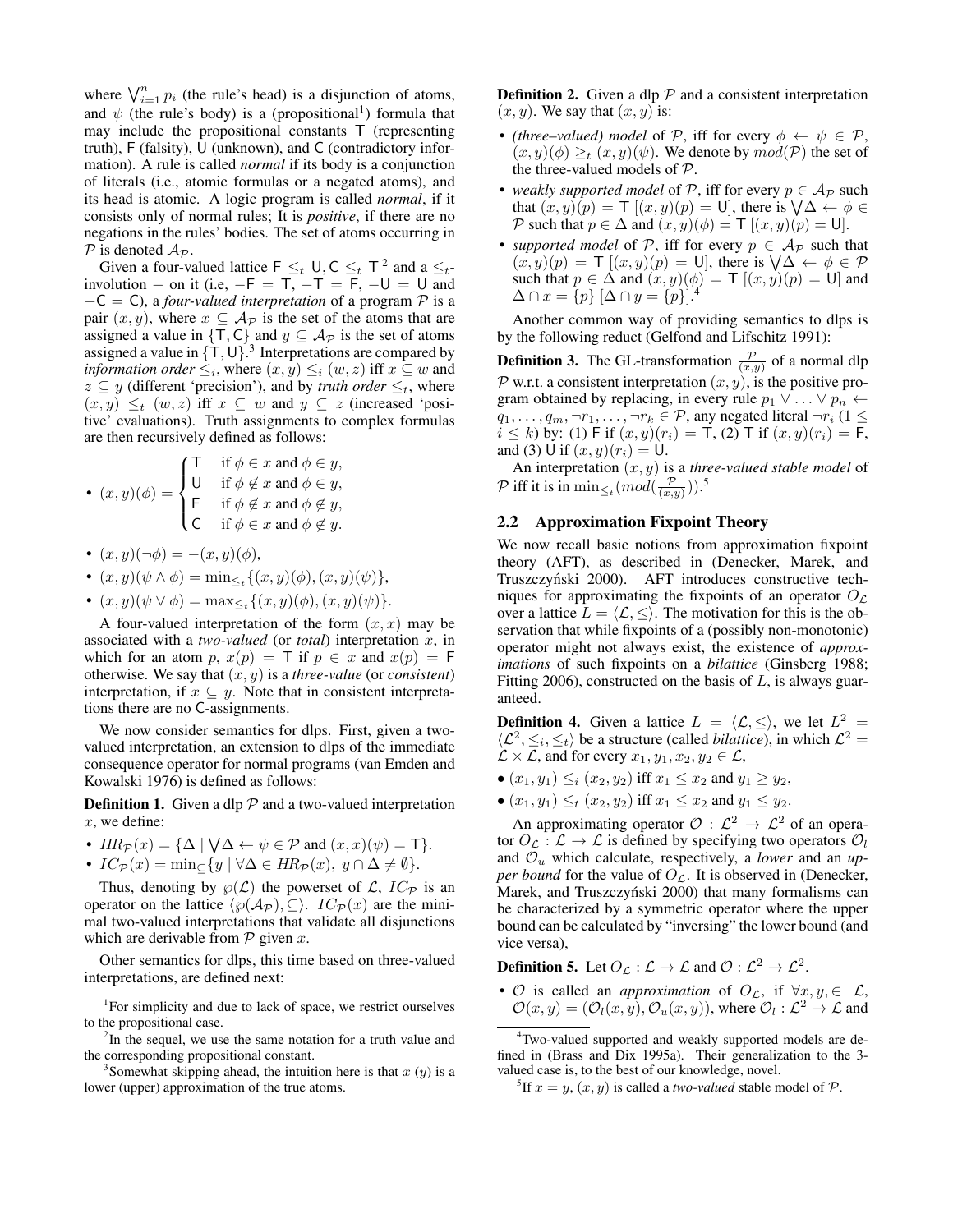where $\bigvee_{i=1}^{n} p_i$ (the rule's head) is a disjunction of atoms, and $\psi$ (the rule's body) is a (propositional[1]) formula that may include the propositional constants T (representing truth), F (falsity), U (unknown), and C (contradictory information). A rule is called *normal* if its body is a conjunction of literals (i.e., atomic formulas or a negated atoms), and its head is atomic. A logic program is called *normal*, if it consists only of normal rules; It is *positive*, if there are no negations in the rules' bodies. The set of atoms occurring in $\mathcal{P}$ is denoted $\mathcal{A}_{\mathcal{P}}$.

Given a four-valued lattice $\mathsf{F} \leq_t \mathsf{U}, \mathsf{C} \leq_t \mathsf{T}$[2] and a $\leq_t$-involution $-$ on it (i.e, $-\mathsf{F} = \mathsf{T}$, $-\mathsf{T} = \mathsf{F}$, $-\mathsf{U} = \mathsf{U}$ and $-\mathsf{C} = \mathsf{C}$), a *four-valued interpretation* of a program $\mathcal{P}$ is a pair $(x, y)$, where $x \subseteq \mathcal{A}_{\mathcal{P}}$ is the set of the atoms that are assigned a value in $\{\mathsf{T}, \mathsf{C}\}$ and $y \subseteq \mathcal{A}_{\mathcal{P}}$ is the set of atoms assigned a value in $\{\mathsf{T}, \mathsf{U}\}$.[3] Interpretations are compared by *information order* $\leq_i$, where $(x, y) \leq_i (w, z)$ iff $x \subseteq w$ and $z \subseteq y$ (different 'precision'), and by *truth order* $\leq_t$, where $(x, y) \leq_t (w, z)$ iff $x \subseteq w$ and $y \subseteq z$ (increased 'positive' evaluations). Truth assignments to complex formulas are then recursively defined as follows:

- $(x, y)(\phi) = \begin{cases} \mathsf{T} & \text{if } \phi \in x \text{ and } \phi \in y, \\ \mathsf{U} & \text{if } \phi \notin x \text{ and } \phi \in y, \\ \mathsf{F} & \text{if } \phi \notin x \text{ and } \phi \notin y, \\ \mathsf{C} & \text{if } \phi \in x \text{ and } \phi \notin y. \end{cases}$
- $(x, y)(\neg\phi) = -(x, y)(\phi)$,
- $(x, y)(\psi \wedge \phi) = \min_{\leq_t}\{(x, y)(\phi), (x, y)(\psi)\}$,
- $(x, y)(\psi \vee \phi) = \max_{\leq_t}\{(x, y)(\phi), (x, y)(\psi)\}$.

A four-valued interpretation of the form $(x, x)$ may be associated with a *two-valued* (or *total*) interpretation $x$, in which for an atom $p$, $x(p) = \mathsf{T}$ if $p \in x$ and $x(p) = \mathsf{F}$ otherwise. We say that $(x, y)$ is a *three-value* (or *consistent*) interpretation, if $x \subseteq y$. Note that in consistent interpretations there are no C-assignments.

We now consider semantics for dlps. First, given a two-valued interpretation, an extension to dlps of the immediate consequence operator for normal programs (van Emden and Kowalski 1976) is defined as follows:

**Definition 1.** Given a dlp $\mathcal{P}$ and a two-valued interpretation $x$, we define:

- $HR_{\mathcal{P}}(x) = \{\Delta \mid \bigvee\Delta \leftarrow \psi \in \mathcal{P} \text{ and } (x, x)(\psi) = \mathsf{T}\}$.
- $IC_{\mathcal{P}}(x) = \min_{\subseteq}\{y \mid \forall\Delta \in HR_{\mathcal{P}}(x),\ y \cap \Delta \neq \emptyset\}$.

Thus, denoting by $\wp(\mathcal{L})$ the powerset of $\mathcal{L}$, $IC_{\mathcal{P}}$ is an operator on the lattice $\langle \wp(\mathcal{A}_{\mathcal{P}}), \subseteq \rangle$. $IC_{\mathcal{P}}(x)$ are the minimal two-valued interpretations that validate all disjunctions which are derivable from $\mathcal{P}$ given $x$.

Other semantics for dlps, this time based on three-valued interpretations, are defined next:

**Definition 2.** Given a dlp $\mathcal{P}$ and a consistent interpretation $(x, y)$. We say that $(x, y)$ is:

- *(three–valued) model* of $\mathcal{P}$, iff for every $\phi \leftarrow \psi \in \mathcal{P}$, $(x, y)(\phi) \geq_t (x, y)(\psi)$. We denote by $mod(\mathcal{P})$ the set of the three-valued models of $\mathcal{P}$.
- *weakly supported model* of $\mathcal{P}$, iff for every $p \in \mathcal{A}_{\mathcal{P}}$ such that $(x, y)(p) = \mathsf{T}$ $[(x, y)(p) = \mathsf{U}]$, there is $\bigvee\Delta \leftarrow \phi \in \mathcal{P}$ such that $p \in \Delta$ and $(x, y)(\phi) = \mathsf{T}$ $[(x, y)(p) = \mathsf{U}]$.
- *supported model* of $\mathcal{P}$, iff for every $p \in \mathcal{A}_{\mathcal{P}}$ such that $(x, y)(p) = \mathsf{T}$ $[(x, y)(p) = \mathsf{U}]$, there is $\bigvee\Delta \leftarrow \phi \in \mathcal{P}$ such that $p \in \Delta$ and $(x, y)(\phi) = \mathsf{T}$ $[(x, y)(p) = \mathsf{U}]$ and $\Delta \cap x = \{p\}$ $[\Delta \cap y = \{p\}]$.[4]

Another common way of providing semantics to dlps is by the following reduct (Gelfond and Lifschitz 1991):

**Definition 3.** The GL-transformation $\frac{\mathcal{P}}{(x,y)}$ of a normal dlp $\mathcal{P}$ w.r.t. a consistent interpretation $(x, y)$, is the positive program obtained by replacing, in every rule $p_1 \vee \ldots \vee p_n \leftarrow q_1, \ldots, q_m, \neg r_1, \ldots, \neg r_k \in \mathcal{P}$, any negated literal $\neg r_i$ ($1 \leq i \leq k$) by: (1) F if $(x, y)(r_i) = \mathsf{T}$, (2) T if $(x, y)(r_i) = \mathsf{F}$, and (3) U if $(x, y)(r_i) = \mathsf{U}$.

An interpretation $(x, y)$ is a *three-valued stable model* of $\mathcal{P}$ iff it is in $\min_{\leq_t}(mod(\frac{\mathcal{P}}{(x,y)}))$.[5]

## 2.2 Approximation Fixpoint Theory

We now recall basic notions from approximation fixpoint theory (AFT), as described in (Denecker, Marek, and Truszczyński 2000). AFT introduces constructive techniques for approximating the fixpoints of an operator $O_{\mathcal{L}}$ over a lattice $L = \langle \mathcal{L}, \leq \rangle$. The motivation for this is the observation that while fixpoints of a (possibly non-monotonic) operator might not always exist, the existence of *approximations* of such fixpoints on a *bilattice* (Ginsberg 1988; Fitting 2006), constructed on the basis of $L$, is always guaranteed.

**Definition 4.** Given a lattice $L = \langle \mathcal{L}, \leq \rangle$, we let $L^2 = \langle \mathcal{L}^2, \leq_i, \leq_t \rangle$ be a structure (called *bilattice*), in which $\mathcal{L}^2 = \mathcal{L} \times \mathcal{L}$, and for every $x_1, y_1, x_2, y_2 \in \mathcal{L}$,

- $(x_1, y_1) \leq_i (x_2, y_2)$ iff $x_1 \leq x_2$ and $y_1 \geq y_2$,
- $(x_1, y_1) \leq_t (x_2, y_2)$ iff $x_1 \leq x_2$ and $y_1 \leq y_2$.

An approximating operator $\mathcal{O} : \mathcal{L}^2 \to \mathcal{L}^2$ of an operator $O_{\mathcal{L}} : \mathcal{L} \to \mathcal{L}$ is defined by specifying two operators $\mathcal{O}_l$ and $\mathcal{O}_u$ which calculate, respectively, a *lower* and an *upper bound* for the value of $O_{\mathcal{L}}$. It is observed in (Denecker, Marek, and Truszczyński 2000) that many formalisms can be characterized by a symmetric operator where the upper bound can be calculated by "inversing" the lower bound (and vice versa),

**Definition 5.** Let $O_{\mathcal{L}} : \mathcal{L} \to \mathcal{L}$ and $\mathcal{O} : \mathcal{L}^2 \to \mathcal{L}^2$.

- $\mathcal{O}$ is called an *approximation* of $O_{\mathcal{L}}$, if $\forall x, y, \in \mathcal{L}$, $\mathcal{O}(x, y) = (\mathcal{O}_l(x, y), \mathcal{O}_u(x, y))$, where $\mathcal{O}_l : \mathcal{L}^2 \to \mathcal{L}$ and

---

[1] For simplicity and due to lack of space, we restrict ourselves to the propositional case.

[2] In the sequel, we use the same notation for a truth value and the corresponding propositional constant.

[3] Somewhat skipping ahead, the intuition here is that $x$ ($y$) is a lower (upper) approximation of the true atoms.

[4] Two-valued supported and weakly supported models are defined in (Brass and Dix 1995a). Their generalization to the 3-valued case is, to the best of our knowledge, novel.

[5] If $x = y$, $(x, y)$ is called a *two-valued* stable model of $\mathcal{P}$.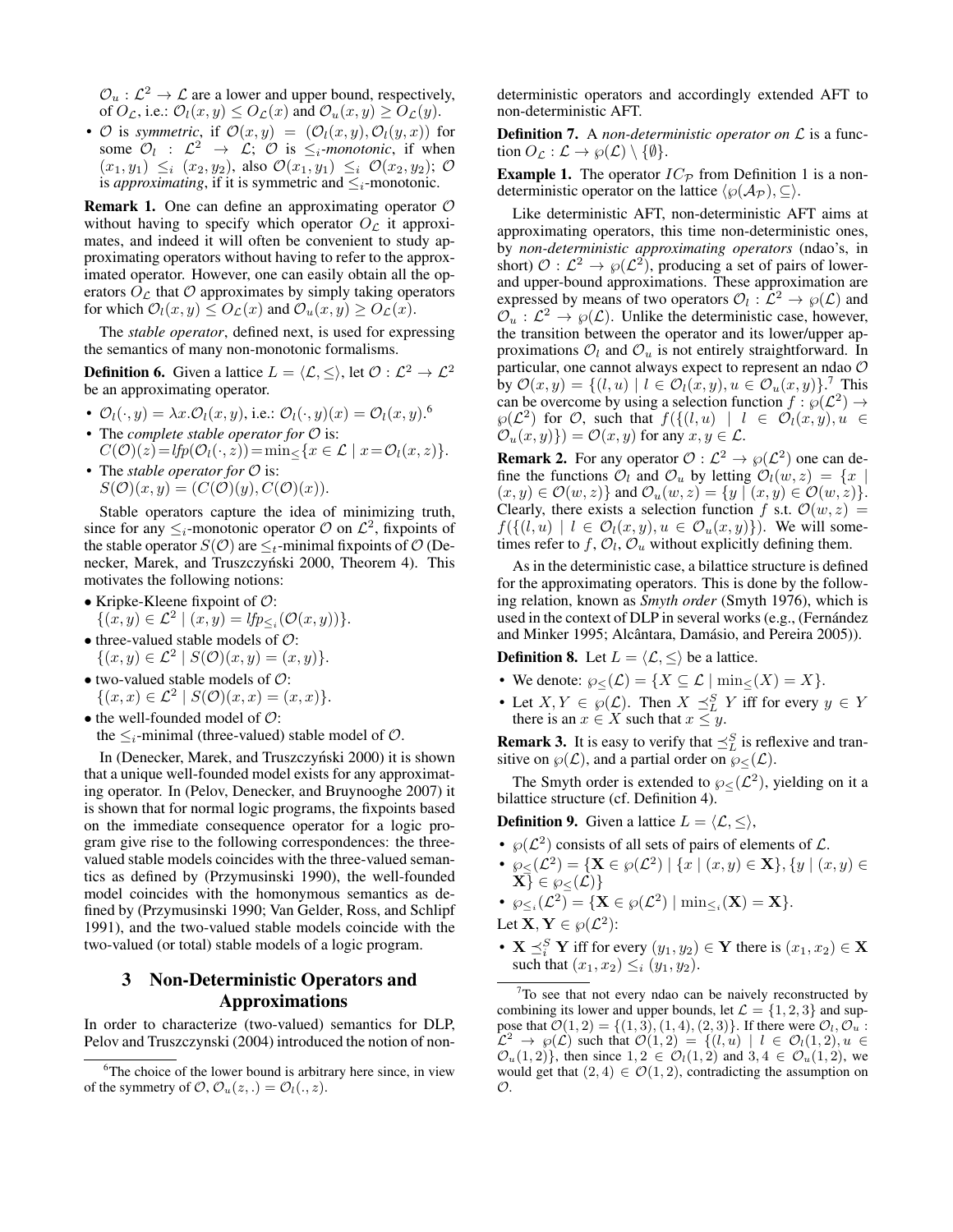$\mathcal{O}_u : \mathcal{L}^2 \to \mathcal{L}$ are a lower and upper bound, respectively, of $O_\mathcal{L}$, i.e.: $\mathcal{O}_l(x, y) \leq O_\mathcal{L}(x)$ and $\mathcal{O}_u(x, y) \geq O_\mathcal{L}(y)$.

- $\mathcal{O}$ is *symmetric*, if $\mathcal{O}(x, y) = (\mathcal{O}_l(x, y), \mathcal{O}_l(y, x))$ for some $\mathcal{O}_l : \mathcal{L}^2 \to \mathcal{L}$; $\mathcal{O}$ is $\leq_i$*-monotonic*, if when $(x_1, y_1) \leq_i (x_2, y_2)$, also $\mathcal{O}(x_1, y_1) \leq_i \mathcal{O}(x_2, y_2)$; $\mathcal{O}$ is *approximating*, if it is symmetric and $\leq_i$-monotonic.

**Remark 1.** One can define an approximating operator $\mathcal{O}$ without having to specify which operator $O_\mathcal{L}$ it approximates, and indeed it will often be convenient to study approximating operators without having to refer to the approximated operator. However, one can easily obtain all the operators $O_\mathcal{L}$ that $\mathcal{O}$ approximates by simply taking operators for which $\mathcal{O}_l(x, y) \leq O_\mathcal{L}(x)$ and $\mathcal{O}_u(x, y) \geq O_\mathcal{L}(x)$.

The *stable operator*, defined next, is used for expressing the semantics of many non-monotonic formalisms.

**Definition 6.** Given a lattice $L = \langle \mathcal{L}, \leq \rangle$, let $\mathcal{O} : \mathcal{L}^2 \to \mathcal{L}^2$ be an approximating operator.

- $\mathcal{O}_l(\cdot, y) = \lambda x.\mathcal{O}_l(x, y)$, i.e.: $\mathcal{O}_l(\cdot, y)(x) = \mathcal{O}_l(x, y)$.[6]
- The *complete stable operator for* $\mathcal{O}$ is: $C(\mathcal{O})(z) = lfp(\mathcal{O}_l(\cdot, z)) = \min_\leq\{x \in \mathcal{L} \mid x = \mathcal{O}_l(x, z)\}$.
- The *stable operator for* $\mathcal{O}$ is: $S(\mathcal{O})(x, y) = (C(\mathcal{O})(y), C(\mathcal{O})(x))$.

Stable operators capture the idea of minimizing truth, since for any $\leq_i$-monotonic operator $\mathcal{O}$ on $\mathcal{L}^2$, fixpoints of the stable operator $S(\mathcal{O})$ are $\leq_t$-minimal fixpoints of $\mathcal{O}$ (Denecker, Marek, and Truszczyński 2000, Theorem 4). This motivates the following notions:

- Kripke-Kleene fixpoint of $\mathcal{O}$: $\{(x, y) \in \mathcal{L}^2 \mid (x, y) = lfp_{\leq_i}(\mathcal{O}(x, y))\}$.
- three-valued stable models of $\mathcal{O}$: $\{(x, y) \in \mathcal{L}^2 \mid S(\mathcal{O})(x, y) = (x, y)\}$.
- two-valued stable models of $\mathcal{O}$: $\{(x, x) \in \mathcal{L}^2 \mid S(\mathcal{O})(x, x) = (x, x)\}$.
- the well-founded model of $\mathcal{O}$: the $\leq_i$-minimal (three-valued) stable model of $\mathcal{O}$.

In (Denecker, Marek, and Truszczyński 2000) it is shown that a unique well-founded model exists for any approximating operator. In (Pelov, Denecker, and Bruynooghe 2007) it is shown that for normal logic programs, the fixpoints based on the immediate consequence operator for a logic program give rise to the following correspondences: the three-valued stable models coincides with the three-valued semantics as defined by (Przymusinski 1990), the well-founded model coincides with the homonymous semantics as defined by (Przymusinski 1990; Van Gelder, Ross, and Schlipf 1991), and the two-valued stable models coincide with the two-valued (or total) stable models of a logic program.

## 3 Non-Deterministic Operators and Approximations

In order to characterize (two-valued) semantics for DLP, Pelov and Truszczynski (2004) introduced the notion of non-deterministic operators and accordingly extended AFT to non-deterministic AFT.

**Definition 7.** A *non-deterministic operator on* $\mathcal{L}$ is a function $O_\mathcal{L} : \mathcal{L} \to \wp(\mathcal{L}) \setminus \{\emptyset\}$.

**Example 1.** The operator $IC_\mathcal{P}$ from Definition 1 is a non-deterministic operator on the lattice $\langle \wp(\mathcal{A}_\mathcal{P}), \subseteq \rangle$.

Like deterministic AFT, non-deterministic AFT aims at approximating operators, this time non-deterministic ones, by *non-deterministic approximating operators* (ndao's, in short) $\mathcal{O} : \mathcal{L}^2 \to \wp(\mathcal{L}^2)$, producing a set of pairs of lower- and upper-bound approximations. These approximation are expressed by means of two operators $\mathcal{O}_l : \mathcal{L}^2 \to \wp(\mathcal{L})$ and $\mathcal{O}_u : \mathcal{L}^2 \to \wp(\mathcal{L})$. Unlike the deterministic case, however, the transition between the operator and its lower/upper approximations $\mathcal{O}_l$ and $\mathcal{O}_u$ is not entirely straightforward. In particular, one cannot always expect to represent an ndao $\mathcal{O}$ by $\mathcal{O}(x, y) = \{(l, u) \mid l \in \mathcal{O}_l(x, y), u \in \mathcal{O}_u(x, y)\}$.[7] This can be overcome by using a selection function $f : \wp(\mathcal{L}^2) \to \wp(\mathcal{L}^2)$ for $\mathcal{O}$, such that $f(\{(l, u) \mid l \in \mathcal{O}_l(x, y), u \in \mathcal{O}_u(x, y)\}) = \mathcal{O}(x, y)$ for any $x, y \in \mathcal{L}$.

**Remark 2.** For any operator $\mathcal{O} : \mathcal{L}^2 \to \wp(\mathcal{L}^2)$ one can define the functions $\mathcal{O}_l$ and $\mathcal{O}_u$ by letting $\mathcal{O}_l(w, z) = \{x \mid (x, y) \in \mathcal{O}(w, z)\}$ and $\mathcal{O}_u(w, z) = \{y \mid (x, y) \in \mathcal{O}(w, z)\}$. Clearly, there exists a selection function $f$ s.t. $\mathcal{O}(w, z) = f(\{(l, u) \mid l \in \mathcal{O}_l(x, y), u \in \mathcal{O}_u(x, y)\})$. We will sometimes refer to $f$, $\mathcal{O}_l$, $\mathcal{O}_u$ without explicitly defining them.

As in the deterministic case, a bilattice structure is defined for the approximating operators. This is done by the following relation, known as *Smyth order* (Smyth 1976), which is used in the context of DLP in several works (e.g., (Fernández and Minker 1995; Alcântara, Damásio, and Pereira 2005)).

**Definition 8.** Let $L = \langle \mathcal{L}, \leq \rangle$ be a lattice.

- We denote: $\wp_\leq(\mathcal{L}) = \{X \subseteq \mathcal{L} \mid \min_\leq(X) = X\}$.
- Let $X, Y \in \wp(\mathcal{L})$. Then $X \preceq^S_L Y$ iff for every $y \in Y$ there is an $x \in X$ such that $x \leq y$.

**Remark 3.** It is easy to verify that $\preceq^S_L$ is reflexive and transitive on $\wp(\mathcal{L})$, and a partial order on $\wp_\leq(\mathcal{L})$.

The Smyth order is extended to $\wp_\leq(\mathcal{L}^2)$, yielding on it a bilattice structure (cf. Definition 4).

**Definition 9.** Given a lattice $L = \langle \mathcal{L}, \leq \rangle$,

- $\wp(\mathcal{L}^2)$ consists of all sets of pairs of elements of $\mathcal{L}$.
- $\wp_\leq(\mathcal{L}^2) = \{\mathbf{X} \in \wp(\mathcal{L}^2) \mid \{x \mid (x, y) \in \mathbf{X}\}, \{y \mid (x, y) \in \mathbf{X}\} \in \wp_\leq(\mathcal{L})\}$
- $\wp_{\leq_i}(\mathcal{L}^2) = \{\mathbf{X} \in \wp(\mathcal{L}^2) \mid \min_{\leq_i}(\mathbf{X}) = \mathbf{X}\}$.

Let $\mathbf{X}, \mathbf{Y} \in \wp(\mathcal{L}^2)$:

- $\mathbf{X} \preceq^S_i \mathbf{Y}$ iff for every $(y_1, y_2) \in \mathbf{Y}$ there is $(x_1, x_2) \in \mathbf{X}$ such that $(x_1, x_2) \leq_i (y_1, y_2)$.

---

[6] The choice of the lower bound is arbitrary here since, in view of the symmetry of $\mathcal{O}$, $\mathcal{O}_u(z, .) = \mathcal{O}_l(., z)$.

[7] To see that not every ndao can be naively reconstructed by combining its lower and upper bounds, let $\mathcal{L} = \{1, 2, 3\}$ and suppose that $\mathcal{O}(1, 2) = \{(1, 3), (1, 4), (2, 3)\}$. If there were $\mathcal{O}_l, \mathcal{O}_u : \mathcal{L}^2 \to \wp(\mathcal{L})$ such that $\mathcal{O}(1, 2) = \{(l, u) \mid l \in \mathcal{O}_l(1, 2), u \in \mathcal{O}_u(1, 2)\}$, then since $1, 2 \in \mathcal{O}_l(1, 2)$ and $3, 4 \in \mathcal{O}_u(1, 2)$, we would get that $(2, 4) \in \mathcal{O}(1, 2)$, contradicting the assumption on $\mathcal{O}$.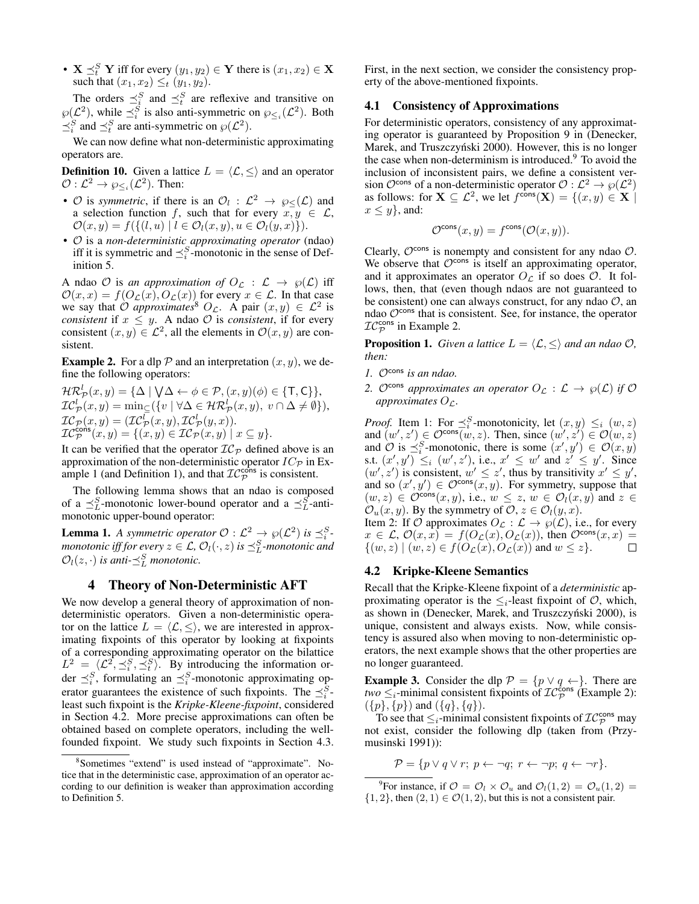- $\mathbf{X} \preceq_t^S \mathbf{Y}$ iff for every $(y_1, y_2) \in \mathbf{Y}$ there is $(x_1, x_2) \in \mathbf{X}$ such that $(x_1, x_2) \leq_t (y_1, y_2)$.

The orders $\preceq_i^S$ and $\preceq_t^S$ are reflexive and transitive on $\wp(\mathcal{L}^2)$, while $\preceq_i^S$ is also anti-symmetric on $\wp_{\leq_i}(\mathcal{L}^2)$. Both $\preceq_i^S$ and $\preceq_t^S$ are anti-symmetric on $\wp(\mathcal{L}^2)$.

We can now define what non-deterministic approximating operators are.

**Definition 10.** Given a lattice $L = \langle \mathcal{L}, \leq \rangle$ and an operator $\mathcal{O} : \mathcal{L}^2 \to \wp_{\leq_i}(\mathcal{L}^2)$. Then:

- $\mathcal{O}$ is *symmetric*, if there is an $\mathcal{O}_l : \mathcal{L}^2 \to \wp_{\leq}(\mathcal{L})$ and a selection function $f$, such that for every $x, y \in \mathcal{L}$, $\mathcal{O}(x, y) = f(\{(l, u) \mid l \in \mathcal{O}_l(x, y), u \in \mathcal{O}_l(y, x)\})$.
- $\mathcal{O}$ is a *non-deterministic approximating operator* (ndao) iff it is symmetric and $\preceq_i^S$-monotonic in the sense of Definition 5.

A ndao $\mathcal{O}$ is *an approximation of* $O_{\mathcal{L}} : \mathcal{L} \to \wp(\mathcal{L})$ iff $\mathcal{O}(x, x) = f(O_{\mathcal{L}}(x), O_{\mathcal{L}}(x))$ for every $x \in \mathcal{L}$. In that case we say that $\mathcal{O}$ *approximates*[8] $O_{\mathcal{L}}$. A pair $(x, y) \in \mathcal{L}^2$ is *consistent* if $x \leq y$. A ndao $\mathcal{O}$ is *consistent*, if for every consistent $(x, y) \in \mathcal{L}^2$, all the elements in $\mathcal{O}(x, y)$ are consistent.

**Example 2.** For a dlp $\mathcal{P}$ and an interpretation $(x, y)$, we define the following operators:

$\mathcal{HR}^l_{\mathcal{P}}(x, y) = \{\Delta \mid \bigvee \Delta \leftarrow \phi \in \mathcal{P}, (x, y)(\phi) \in \{\mathsf{T}, \mathsf{C}\}\}$,
$\mathcal{IC}^l_{\mathcal{P}}(x, y) = \min_{\subseteq}(\{v \mid \forall \Delta \in \mathcal{HR}^l_{\mathcal{P}}(x, y),\ v \cap \Delta \neq \emptyset\})$,
$\mathcal{IC}_{\mathcal{P}}(x, y) = (\mathcal{IC}^l_{\mathcal{P}}(x, y), \mathcal{IC}^l_{\mathcal{P}}(y, x))$.
$\mathcal{IC}^{\mathsf{cons}}_{\mathcal{P}}(x, y) = \{(x, y) \in \mathcal{IC}_{\mathcal{P}}(x, y) \mid x \subseteq y\}$.

It can be verified that the operator $\mathcal{IC}_{\mathcal{P}}$ defined above is an approximation of the non-deterministic operator $IC_{\mathcal{P}}$ in Example 1 (and Definition 1), and that $\mathcal{IC}^{\mathsf{cons}}_{\mathcal{P}}$ is consistent.

The following lemma shows that an ndao is composed of a $\preceq_L^S$-monotonic lower-bound operator and a $\preceq_L^S$-anti-monotonic upper-bound operator:

**Lemma 1.** *A symmetric operator $\mathcal{O} : \mathcal{L}^2 \to \wp(\mathcal{L}^2)$ is $\preceq_i^S$-monotonic iff for every $z \in \mathcal{L}$, $\mathcal{O}_l(\cdot, z)$ is $\preceq_L^S$-monotonic and $\mathcal{O}_l(z, \cdot)$ is anti-$\preceq_L^S$ monotonic.*

## 4 Theory of Non-Deterministic AFT

We now develop a general theory of approximation of non-deterministic operators. Given a non-deterministic operator on the lattice $L = \langle \mathcal{L}, \leq \rangle$, we are interested in approximating fixpoints of this operator by looking at fixpoints of a corresponding approximating operator on the bilattice $L^2 = \langle \mathcal{L}^2, \preceq_i^S, \preceq_t^S \rangle$. By introducing the information order $\preceq_i^S$, formulating an $\preceq_i^S$-monotonic approximating operator guarantees the existence of such fixpoints. The $\preceq_i^S$-least such fixpoint is the *Kripke-Kleene-fixpoint*, considered in Section 4.2. More precise approximations can often be obtained based on complete operators, including the well-founded fixpoint. We study such fixpoints in Section 4.3.

First, in the next section, we consider the consistency property of the above-mentioned fixpoints.

### 4.1 Consistency of Approximations

For deterministic operators, consistency of any approximating operator is guaranteed by Proposition 9 in (Denecker, Marek, and Truszczyński 2000). However, this is no longer the case when non-determinism is introduced.[9] To avoid the inclusion of inconsistent pairs, we define a consistent version $\mathcal{O}^{\mathsf{cons}}$ of a non-deterministic operator $\mathcal{O} : \mathcal{L}^2 \to \wp(\mathcal{L}^2)$ as follows: for $\mathbf{X} \subseteq \mathcal{L}^2$, we let $f^{\mathsf{cons}}(\mathbf{X}) = \{(x, y) \in \mathbf{X} \mid x \leq y\}$, and:

$$\mathcal{O}^{\mathsf{cons}}(x, y) = f^{\mathsf{cons}}(\mathcal{O}(x, y)).$$

Clearly, $\mathcal{O}^{\mathsf{cons}}$ is nonempty and consistent for any ndao $\mathcal{O}$. We observe that $\mathcal{O}^{\mathsf{cons}}$ is itself an approximating operator, and it approximates an operator $O_{\mathcal{L}}$ if so does $\mathcal{O}$. It follows, then, that (even though ndaos are not guaranteed to be consistent) one can always construct, for any ndao $\mathcal{O}$, an ndao $\mathcal{O}^{\mathsf{cons}}$ that is consistent. See, for instance, the operator $\mathcal{IC}^{\mathsf{cons}}_{\mathcal{P}}$ in Example 2.

**Proposition 1.** *Given a lattice $L = \langle \mathcal{L}, \leq \rangle$ and an ndao $\mathcal{O}$, then:*

1. *$\mathcal{O}^{\mathsf{cons}}$ is an ndao.*
2. *$\mathcal{O}^{\mathsf{cons}}$ approximates an operator $O_{\mathcal{L}} : \mathcal{L} \to \wp(\mathcal{L})$ if $\mathcal{O}$ approximates $O_{\mathcal{L}}$.*

*Proof.* Item 1: For $\preceq_i^S$-monotonicity, let $(x, y) \leq_i (w, z)$ and $(w', z') \in \mathcal{O}^{\mathsf{cons}}(w, z)$. Then, since $(w', z') \in \mathcal{O}(w, z)$ and $\mathcal{O}$ is $\preceq_i^S$-monotonic, there is some $(x', y') \in \mathcal{O}(x, y)$ s.t. $(x', y') \leq_i (w', z')$, i.e., $x' \leq w'$ and $z' \leq y'$. Since $(w', z')$ is consistent, $w' \leq z'$, thus by transitivity $x' \leq y'$, and so $(x', y') \in \mathcal{O}^{\mathsf{cons}}(x, y)$. For symmetry, suppose that $(w, z) \in \mathcal{O}^{\mathsf{cons}}(x, y)$, i.e., $w \leq z$, $w \in \mathcal{O}_l(x, y)$ and $z \in \mathcal{O}_u(x, y)$. By the symmetry of $\mathcal{O}$, $z \in \mathcal{O}_l(y, x)$.
Item 2: If $\mathcal{O}$ approximates $O_{\mathcal{L}} : \mathcal{L} \to \wp(\mathcal{L})$, i.e., for every $x \in \mathcal{L}$, $\mathcal{O}(x, x) = f(O_{\mathcal{L}}(x), O_{\mathcal{L}}(x))$, then $\mathcal{O}^{\mathsf{cons}}(x, x) = \{(w, z) \mid (w, z) \in f(O_{\mathcal{L}}(x), O_{\mathcal{L}}(x))$ and $w \leq z\}$. $\square$

### 4.2 Kripke-Kleene Semantics

Recall that the Kripke-Kleene fixpoint of a *deterministic* approximating operator is the $\leq_i$-least fixpoint of $\mathcal{O}$, which, as shown in (Denecker, Marek, and Truszczyński 2000), is unique, consistent and always exists. Now, while consistency is assured also when moving to non-deterministic operators, the next example shows that the other properties are no longer guaranteed.

**Example 3.** Consider the dlp $\mathcal{P} = \{p \vee q \leftarrow\}$. There are *two* $\leq_i$-minimal consistent fixpoints of $\mathcal{IC}^{\mathsf{cons}}_{\mathcal{P}}$ (Example 2): $(\{p\}, \{p\})$ and $(\{q\}, \{q\})$.

To see that $\leq_i$-minimal consistent fixpoints of $\mathcal{IC}^{\mathsf{cons}}_{\mathcal{P}}$ may not exist, consider the following dlp (taken from (Przymusinski 1991)):

$$\mathcal{P} = \{p \vee q \vee r;\ p \leftarrow \neg q;\ r \leftarrow \neg p;\ q \leftarrow \neg r\}.$$

---

[8] Sometimes "extend" is used instead of "approximate". Notice that in the deterministic case, approximation of an operator according to our definition is weaker than approximation according to Definition 5.

[9] For instance, if $\mathcal{O} = \mathcal{O}_l \times \mathcal{O}_u$ and $\mathcal{O}_l(1, 2) = \mathcal{O}_u(1, 2) = \{1, 2\}$, then $(2, 1) \in \mathcal{O}(1, 2)$, but this is not a consistent pair.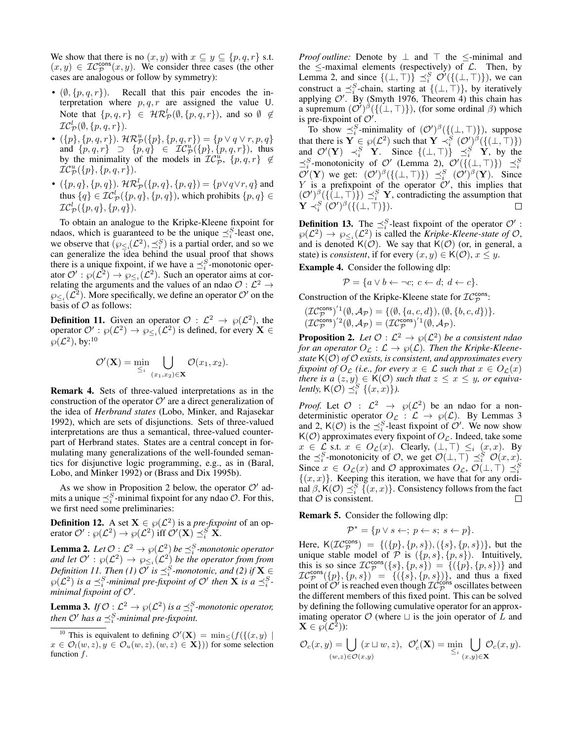We show that there is no $(x, y)$ with $x \subseteq y \subseteq \{p, q, r\}$ s.t. $(x, y) \in \mathcal{IC}^{\mathsf{cons}}_{\mathcal{P}}(x, y)$. We consider three cases (the other cases are analogous or follow by symmetry):

- $(\emptyset, \{p, q, r\})$. Recall that this pair encodes the interpretation where $p, q, r$ are assigned the value $\mathsf{U}$. Note that $\{p, q, r\} \in \mathcal{HR}^{l}_{\mathcal{P}}(\emptyset, \{p, q, r\})$, and so $\emptyset \not\in \mathcal{IC}^{l}_{\mathcal{P}}(\emptyset, \{p, q, r\})$.
- $(\{p\}, \{p, q, r\})$. $\mathcal{HR}^{u}_{\mathcal{P}}(\{p\}, \{p, q, r\}) = \{p \vee q \vee r, p, q\}$ and $\{p, q, r\} \supset \{p, q\} \in \mathcal{IC}^{u}_{\mathcal{P}}(\{p\}, \{p, q, r\})$, thus by the minimality of the models in $\mathcal{IC}^{u}_{\mathcal{P}}$, $\{p, q, r\} \not\in \mathcal{IC}^{u}_{\mathcal{P}}(\{p\}, \{p, q, r\})$.
- $(\{p, q\}, \{p, q\})$. $\mathcal{HR}^{l}_{\mathcal{P}}(\{p, q\}, \{p, q\}) = \{p \vee q \vee r, q\}$ and thus $\{q\} \in \mathcal{IC}^{l}_{\mathcal{P}}(\{p, q\}, \{p, q\})$, which prohibits $\{p, q\} \in \mathcal{IC}^{l}_{\mathcal{P}}(\{p, q\}, \{p, q\})$.

To obtain an analogue to the Kripke-Kleene fixpoint for ndaos, which is guaranteed to be the unique $\preceq^S_i$-least one, we observe that $(\wp_{\leq_i}(\mathcal{L}^2), \preceq^S_i)$ is a partial order, and so we can generalize the idea behind the usual proof that shows there is a unique fixpoint, if we have a $\preceq^S_i$-monotonic operator $\mathcal{O}' : \wp(\mathcal{L}^2) \rightarrow \wp_{\leq_i}(\mathcal{L}^2)$. Such an operator aims at correlating the arguments and the values of an ndao $\mathcal{O} : \mathcal{L}^2 \rightarrow \wp_{\leq_i}(\mathcal{L}^2)$. More specifically, we define an operator $\mathcal{O}'$ on the basis of $\mathcal{O}$ as follows:

**Definition 11.** Given an operator $\mathcal{O} : \mathcal{L}^2 \rightarrow \wp(\mathcal{L}^2)$, the operator $\mathcal{O}' : \wp(\mathcal{L}^2) \rightarrow \wp_{\leq_i}(\mathcal{L}^2)$ is defined, for every $\mathbf{X} \in \wp(\mathcal{L}^2)$, by:[10]

$$\mathcal{O}'(\mathbf{X}) = \min_{\leq_i} \bigcup_{(x_1, x_2) \in \mathbf{X}} \mathcal{O}(x_1, x_2).$$

**Remark 4.** Sets of three-valued interpretations as in the construction of the operator $\mathcal{O}'$ are a direct generalization of the idea of *Herbrand states* (Lobo, Minker, and Rajasekar 1992), which are sets of disjunctions. Sets of three-valued interpretations are thus a semantical, three-valued counterpart of Herbrand states. States are a central concept in formulating many generalizations of the well-founded semantics for disjunctive logic programming, e.g., as in (Baral, Lobo, and Minker 1992) or (Brass and Dix 1995b).

As we show in Proposition 2 below, the operator $\mathcal{O}'$ admits a unique $\preceq^S_i$-minimal fixpoint for any ndao $\mathcal{O}$. For this, we first need some preliminaries:

**Definition 12.** A set $\mathbf{X} \in \wp(\mathcal{L}^2)$ is a *pre-fixpoint* of an operator $\mathcal{O}' : \wp(\mathcal{L}^2) \rightarrow \wp(\mathcal{L}^2)$ iff $\mathcal{O}'(\mathbf{X}) \preceq^S_i \mathbf{X}$.

**Lemma 2.** *Let $\mathcal{O} : \mathcal{L}^2 \rightarrow \wp(\mathcal{L}^2)$ be $\preceq^S_i$-monotonic operator and let $\mathcal{O}' : \wp(\mathcal{L}^2) \rightarrow \wp_{\leq_i}(\mathcal{L}^2)$ be the operator from from Definition 11. Then (1) $\mathcal{O}'$ is $\preceq^S_i$-monotonic, and (2) if $\mathbf{X} \in \wp(\mathcal{L}^2)$ is a $\preceq^S_i$-minimal pre-fixpoint of $\mathcal{O}'$ then $\mathbf{X}$ is a $\preceq^S_i$-minimal fixpoint of $\mathcal{O}'$.*

**Lemma 3.** *If $\mathcal{O} : \mathcal{L}^2 \rightarrow \wp(\mathcal{L}^2)$ is a $\preceq^S_i$-monotonic operator, then $\mathcal{O}'$ has a $\preceq^S_i$-minimal pre-fixpoint.*

[10] This is equivalent to defining $\mathcal{O}'(\mathbf{X}) = \min_{\leq}(f(\{(x, y) \mid x \in \mathcal{O}_l(w, z), y \in \mathcal{O}_u(w, z), (w, z) \in \mathbf{X}\}))$ for some selection function $f$.

*Proof outline:* Denote by $\bot$ and $\top$ the $\leq$-minimal and the $\leq$-maximal elements (respectively) of $\mathcal{L}$. Then, by Lemma 2, and since $\{(\bot, \top)\} \preceq^S_i \mathcal{O}'(\{(\bot, \top)\})$, we can construct a $\preceq^S_i$-chain, starting at $\{(\bot, \top)\}$, by iteratively applying $\mathcal{O}'$. By (Smyth 1976, Theorem 4) this chain has a supremum $(\mathcal{O}')^{\beta}(\{(\bot, \top)\})$, (for some ordinal $\beta$) which is pre-fixpoint of $\mathcal{O}'$.

To show $\preceq^S_i$-minimality of $(\mathcal{O}')^{\beta}(\{(\bot, \top)\})$, suppose that there is $\mathbf{Y} \in \wp(\mathcal{L}^2)$ such that $\mathbf{Y} \prec^S_i (\mathcal{O}')^{\beta}(\{(\bot, \top)\})$ and $\mathcal{O}'(\mathbf{Y}) \prec^S_i \mathbf{Y}$. Since $\{(\bot, \top)\} \preceq^S_i \mathbf{Y}$, by the $\preceq^S_i$-monotonicity of $\mathcal{O}'$ (Lemma 2), $\mathcal{O}'(\{(\bot, \top)\}) \preceq^S_i \mathcal{O}'(\mathbf{Y})$ we get: $(\mathcal{O}')^{\beta}(\{(\bot, \top)\}) \preceq^S_i (\mathcal{O}')^{\beta}(\mathbf{Y})$. Since $Y$ is a prefixpoint of the operator $\mathcal{O}'$, this implies that $(\mathcal{O}')^{\beta}(\{(\bot, \top)\}) \preceq^S_i \mathbf{Y}$, contradicting the assumption that $\mathbf{Y} \prec^S_i (\mathcal{O}')^{\beta}(\{(\bot, \top)\})$. $\square$

**Definition 13.** The $\preceq^S_i$-least fixpoint of the operator $\mathcal{O}' : \wp(\mathcal{L}^2) \rightarrow \wp_{\leq_i}(\mathcal{L}^2)$ is called the *Kripke-Kleene-state of* $\mathcal{O}$, and is denoted $\mathsf{K}(\mathcal{O})$. We say that $\mathsf{K}(\mathcal{O})$ (or, in general, a state) is *consistent*, if for every $(x, y) \in \mathsf{K}(\mathcal{O})$, $x \leq y$.

**Example 4.** Consider the following dlp:

$$\mathcal{P} = \{a \vee b \leftarrow \neg c;\ c \leftarrow d;\ d \leftarrow c\}.$$

Construction of the Kripke-Kleene state for $\mathcal{IC}^{\mathsf{cons}}_{\mathcal{P}}$:

$({\mathcal{IC}^{\mathsf{cons}}_{\mathcal{P}}})'^{1}(\emptyset, \mathcal{A}_{\mathcal{P}}) = \{(\emptyset, \{a, c, d\}), (\emptyset, \{b, c, d\})\}$.
$({\mathcal{IC}^{\mathsf{cons}}_{\mathcal{P}}})'^{2}(\emptyset, \mathcal{A}_{\mathcal{P}}) = ({\mathcal{IC}^{\mathsf{cons}}_{\mathcal{P}}})'^{1}(\emptyset, \mathcal{A}_{\mathcal{P}})$.

**Proposition 2.** *Let $\mathcal{O} : \mathcal{L}^2 \rightarrow \wp(\mathcal{L}^2)$ be a consistent ndao for an operator $O_{\mathcal{L}} : \mathcal{L} \rightarrow \wp(\mathcal{L})$. Then the Kripke-Kleene-state $\mathsf{K}(\mathcal{O})$ of $\mathcal{O}$ exists, is consistent, and approximates every fixpoint of $O_{\mathcal{L}}$ (i.e., for every $x \in \mathcal{L}$ such that $x \in O_{\mathcal{L}}(x)$ there is a $(z, y) \in \mathsf{K}(\mathcal{O})$ such that $z \leq x \leq y$, or equivalently, $\mathsf{K}(\mathcal{O}) \preceq^S_i \{(x, x)\}$).*

*Proof.* Let $\mathcal{O} : \mathcal{L}^2 \rightarrow \wp(\mathcal{L}^2)$ be an ndao for a non-deterministic operator $O_{\mathcal{L}} : \mathcal{L} \rightarrow \wp(\mathcal{L})$. By Lemmas 3 and 2, $\mathsf{K}(\mathcal{O})$ is the $\preceq^S_i$-least fixpoint of $\mathcal{O}'$. We now show $\mathsf{K}(\mathcal{O})$ approximates every fixpoint of $O_{\mathcal{L}}$. Indeed, take some $x \in \mathcal{L}$ s.t. $x \in O_{\mathcal{L}}(x)$. Clearly, $(\bot, \top) \leq_i (x, x)$. By the $\preceq^S_i$-monotonicity of $\mathcal{O}$, we get $\mathcal{O}(\bot, \top) \preceq^S_i \mathcal{O}(x, x)$. Since $x \in O_{\mathcal{L}}(x)$ and $\mathcal{O}$ approximates $O_{\mathcal{L}}$, $\mathcal{O}(\bot, \top) \preceq^S_i \{(x, x)\}$. Keeping this iteration, we have that for any ordinal $\beta$, $\mathsf{K}(\mathcal{O}) \preceq^S_i \{(x, x)\}$. Consistency follows from the fact that $\mathcal{O}$ is consistent. $\square$

**Remark 5.** Consider the following dlp:

$$\mathcal{P}^* = \{p \vee s \leftarrow;\ p \leftarrow s;\ s \leftarrow p\}.$$

Here, $\mathsf{K}(\mathcal{IC}^{\mathsf{cons}}_{\mathcal{P}}) = \{(\{p\}, \{p, s\}), (\{s\}, \{p, s\})\}$, but the unique stable model of $\mathcal{P}$ is $(\{p, s\}, \{p, s\})$. Intuitively, this is so since $\mathcal{IC}^{\mathsf{cons}}_{\mathcal{P}}(\{s\}, \{p, s\}) = \{(\{p\}, \{p, s\})\}$ and $\mathcal{IC}^{\mathsf{cons}}_{\mathcal{P}}(\{p\}, \{p, s\}) = \{(\{s\}, \{p, s\})\}$, and thus a fixed point of $\mathcal{O}'$ is reached even though $\mathcal{IC}^{\mathsf{cons}}_{\mathcal{P}}$ oscillates between the different members of this fixed point. This can be solved by defining the following cumulative operator for an approximating operator $\mathcal{O}$ (where $\sqcup$ is the join operator of $L$ and $\mathbf{X} \in \wp(\mathcal{L}^2)$):

$$\mathcal{O}_c(x, y) = \bigcup_{(w, z) \in \mathcal{O}(x, y)} (x \sqcup w, z),\ \ \mathcal{O}'_c(\mathbf{X}) = \min_{\leq_i} \bigcup_{(x, y) \in \mathbf{X}} \mathcal{O}_c(x, y).$$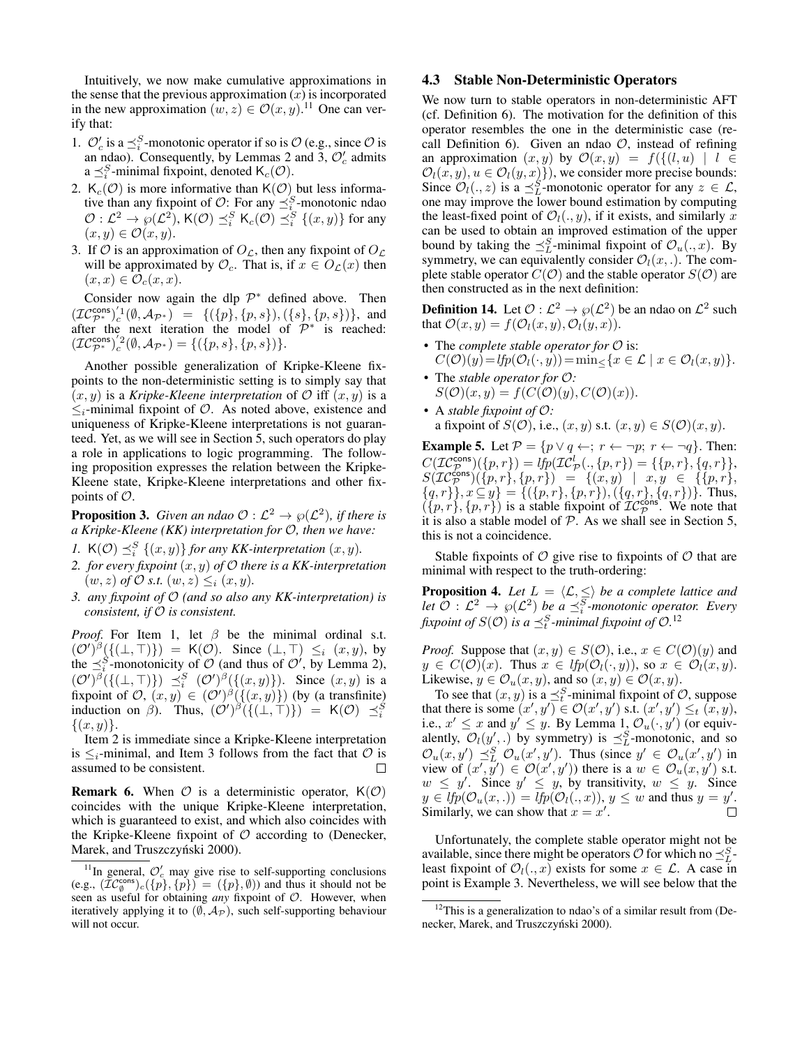Intuitively, we now make cumulative approximations in the sense that the previous approximation $(x)$ is incorporated in the new approximation $(w, z) \in \mathcal{O}(x, y)$.[11] One can verify that:

1. $\mathcal{O}'_c$ is a $\preceq_i^S$-monotonic operator if so is $\mathcal{O}$ (e.g., since $\mathcal{O}$ is an ndao). Consequently, by Lemmas 2 and 3, $\mathcal{O}'_c$ admits a $\preceq_i^S$-minimal fixpoint, denoted $\mathsf{K}_c(\mathcal{O})$.
2. $\mathsf{K}_c(\mathcal{O})$ is more informative than $\mathsf{K}(\mathcal{O})$ but less informative than any fixpoint of $\mathcal{O}$: For any $\preceq_i^S$-monotonic ndao $\mathcal{O} : \mathcal{L}^2 \to \wp(\mathcal{L}^2)$, $\mathsf{K}(\mathcal{O}) \preceq_i^S \mathsf{K}_c(\mathcal{O}) \preceq_i^S \{(x, y)\}$ for any $(x, y) \in \mathcal{O}(x, y)$.
3. If $\mathcal{O}$ is an approximation of $O_{\mathcal{L}}$, then any fixpoint of $O_{\mathcal{L}}$ will be approximated by $\mathcal{O}_c$. That is, if $x \in O_{\mathcal{L}}(x)$ then $(x, x) \in \mathcal{O}_c(x, x)$.

Consider now again the dlp $\mathcal{P}^*$ defined above. Then $(\mathcal{IC}^{\mathsf{cons}}_{\mathcal{P}^*})'^1_c(\emptyset, \mathcal{A}_{\mathcal{P}^*}) = \{(\{p\}, \{p, s\}), (\{s\}, \{p, s\})\}$, and after the next iteration the model of $\mathcal{P}^*$ is reached: $(\mathcal{IC}^{\mathsf{cons}}_{\mathcal{P}^*})'^2_c(\emptyset, \mathcal{A}_{\mathcal{P}^*}) = \{(\{p, s\}, \{p, s\})\}$.

Another possible generalization of Kripke-Kleene fixpoints to the non-deterministic setting is to simply say that $(x, y)$ is a *Kripke-Kleene interpretation* of $\mathcal{O}$ iff $(x, y)$ is a $\leq_i$-minimal fixpoint of $\mathcal{O}$. As noted above, existence and uniqueness of Kripke-Kleene interpretations is not guaranteed. Yet, as we will see in Section 5, such operators do play a role in applications to logic programming. The following proposition expresses the relation between the Kripke-Kleene state, Kripke-Kleene interpretations and other fixpoints of $\mathcal{O}$.

**Proposition 3.** *Given an ndao $\mathcal{O} : \mathcal{L}^2 \to \wp(\mathcal{L}^2)$, if there is a Kripke-Kleene (KK) interpretation for $\mathcal{O}$, then we have:*

1. *$\mathsf{K}(\mathcal{O}) \preceq_i^S \{(x, y)\}$ for any KK-interpretation $(x, y)$.*
2. *for every fixpoint $(x, y)$ of $\mathcal{O}$ there is a KK-interpretation $(w, z)$ of $\mathcal{O}$ s.t. $(w, z) \leq_i (x, y)$.*
3. *any fixpoint of $\mathcal{O}$ (and so also any KK-interpretation) is consistent, if $\mathcal{O}$ is consistent.*

*Proof.* For Item 1, let $\beta$ be the minimal ordinal s.t. $(\mathcal{O}')^\beta(\{(\bot, \top)\}) = \mathsf{K}(\mathcal{O})$. Since $(\bot, \top) \leq_i (x, y)$, by the $\preceq_i^S$-monotonicity of $\mathcal{O}$ (and thus of $\mathcal{O}'$, by Lemma 2), $(\mathcal{O}')^\beta(\{(\bot, \top)\}) \preceq_i^S (\mathcal{O}')^\beta(\{(x, y)\})$. Since $(x, y)$ is a fixpoint of $\mathcal{O}$, $(x, y) \in (\mathcal{O}')^\beta(\{(x, y)\})$ (by (a transfinite) induction on $\beta$). Thus, $(\mathcal{O}')^\beta(\{(\bot, \top)\}) = \mathsf{K}(\mathcal{O}) \preceq_i^S \{(x, y)\}$.

Item 2 is immediate since a Kripke-Kleene interpretation is $\leq_i$-minimal, and Item 3 follows from the fact that $\mathcal{O}$ is assumed to be consistent. $\square$

**Remark 6.** When $\mathcal{O}$ is a deterministic operator, $\mathsf{K}(\mathcal{O})$ coincides with the unique Kripke-Kleene interpretation, which is guaranteed to exist, and which also coincides with the Kripke-Kleene fixpoint of $\mathcal{O}$ according to (Denecker, Marek, and Truszczyński 2000).

[11] In general, $\mathcal{O}'_c$ may give rise to self-supporting conclusions (e.g., $(\mathcal{IC}^{\mathsf{cons}}_{\emptyset})_c(\{p\}, \{p\}) = (\{p\}, \emptyset)$) and thus it should not be seen as useful for obtaining *any* fixpoint of $\mathcal{O}$. However, when iteratively applying it to $(\emptyset, \mathcal{A}_{\mathcal{P}})$, such self-supporting behaviour will not occur.

### 4.3 Stable Non-Deterministic Operators

We now turn to stable operators in non-deterministic AFT (cf. Definition 6). The motivation for the definition of this operator resembles the one in the deterministic case (recall Definition 6). Given an ndao $\mathcal{O}$, instead of refining an approximation $(x, y)$ by $\mathcal{O}(x, y) = f(\{(l, u) \mid l \in \mathcal{O}_l(x, y), u \in \mathcal{O}_l(y, x)\})$, we consider more precise bounds: Since $\mathcal{O}_l(., z)$ is a $\preceq_L^S$-monotonic operator for any $z \in \mathcal{L}$, one may improve the lower bound estimation by computing the least-fixed point of $\mathcal{O}_l(., y)$, if it exists, and similarly $x$ can be used to obtain an improved estimation of the upper bound by taking the $\preceq_L^S$-minimal fixpoint of $\mathcal{O}_u(., x)$. By symmetry, we can equivalently consider $\mathcal{O}_l(x, .)$. The complete stable operator $C(\mathcal{O})$ and the stable operator $S(\mathcal{O})$ are then constructed as in the next definition:

**Definition 14.** Let $\mathcal{O} : \mathcal{L}^2 \to \wp(\mathcal{L}^2)$ be an ndao on $\mathcal{L}^2$ such that $\mathcal{O}(x, y) = f(\mathcal{O}_l(x, y), \mathcal{O}_l(y, x))$.

- The *complete stable operator for* $\mathcal{O}$ is: $C(\mathcal{O})(y) = lfp(\mathcal{O}_l(\cdot, y)) = \min_{\leq}\{x \in \mathcal{L} \mid x \in \mathcal{O}_l(x, y)\}$.
- The *stable operator for* $\mathcal{O}$: $S(\mathcal{O})(x, y) = f(C(\mathcal{O})(y), C(\mathcal{O})(x))$.
- A *stable fixpoint of* $\mathcal{O}$: a fixpoint of $S(\mathcal{O})$, i.e., $(x, y)$ s.t. $(x, y) \in S(\mathcal{O})(x, y)$.

**Example 5.** Let $\mathcal{P} = \{p \vee q \leftarrow;\ r \leftarrow \neg p;\ r \leftarrow \neg q\}$. Then: $C(\mathcal{IC}^{\mathsf{cons}}_{\mathcal{P}})(\{p, r\}) = lfp(\mathcal{IC}^l_{\mathcal{P}}(., \{p, r\}) = \{\{p, r\}, \{q, r\}\}$, $S(\mathcal{IC}^{\mathsf{cons}}_{\mathcal{P}})(\{p, r\}, \{p, r\}) = \{(x, y) \mid x, y \in \{\{p, r\}, \{q, r\}\}, x \subseteq y\} = \{(\{p, r\}, \{p, r\}), (\{q, r\}, \{q, r\})\}$. Thus, $(\{p, r\}, \{p, r\})$ is a stable fixpoint of $\mathcal{IC}^{\mathsf{cons}}_{\mathcal{P}}$. We note that it is also a stable model of $\mathcal{P}$. As we shall see in Section 5, this is not a coincidence.

Stable fixpoints of $\mathcal{O}$ give rise to fixpoints of $\mathcal{O}$ that are minimal with respect to the truth-ordering:

**Proposition 4.** *Let $L = \langle \mathcal{L}, \leq \rangle$ be a complete lattice and let $\mathcal{O} : \mathcal{L}^2 \to \wp(\mathcal{L}^2)$ be a $\preceq_i^S$-monotonic operator. Every fixpoint of $S(\mathcal{O})$ is a $\preceq_t^S$-minimal fixpoint of $\mathcal{O}$.*[12]

*Proof.* Suppose that $(x, y) \in S(\mathcal{O})$, i.e., $x \in C(\mathcal{O})(y)$ and $y \in C(\mathcal{O})(x)$. Thus $x \in lfp(\mathcal{O}_l(\cdot, y))$, so $x \in \mathcal{O}_l(x, y)$. Likewise, $y \in \mathcal{O}_u(x, y)$, and so $(x, y) \in \mathcal{O}(x, y)$.

To see that $(x, y)$ is a $\preceq_t^S$-minimal fixpoint of $\mathcal{O}$, suppose that there is some $(x', y') \in \mathcal{O}(x', y')$ s.t. $(x', y') \leq_t (x, y)$, i.e., $x' \leq x$ and $y' \leq y$. By Lemma 1, $\mathcal{O}_u(\cdot, y')$ (or equivalently, $\mathcal{O}_l(y', .)$ by symmetry) is $\preceq_L^S$-monotonic, and so $\mathcal{O}_u(x, y') \preceq_L^S \mathcal{O}_u(x', y')$. Thus (since $y' \in \mathcal{O}_u(x', y')$ in view of $(x', y') \in \mathcal{O}(x', y')$) there is a $w \in \mathcal{O}_u(x, y')$ s.t. $w \leq y'$. Since $y' \leq y$, by transitivity, $w \leq y$. Since $y \in lfp(\mathcal{O}_u(x, .)) = lfp(\mathcal{O}_l(., x))$, $y \leq w$ and thus $y = y'$. Similarly, we can show that $x = x'$. $\square$

Unfortunately, the complete stable operator might not be available, since there might be operators $\mathcal{O}$ for which no $\preceq_L^S$-least fixpoint of $\mathcal{O}_l(., x)$ exists for some $x \in \mathcal{L}$. A case in point is Example 3. Nevertheless, we will see below that the

[12] This is a generalization to ndao's of a similar result from (Denecker, Marek, and Truszczyński 2000).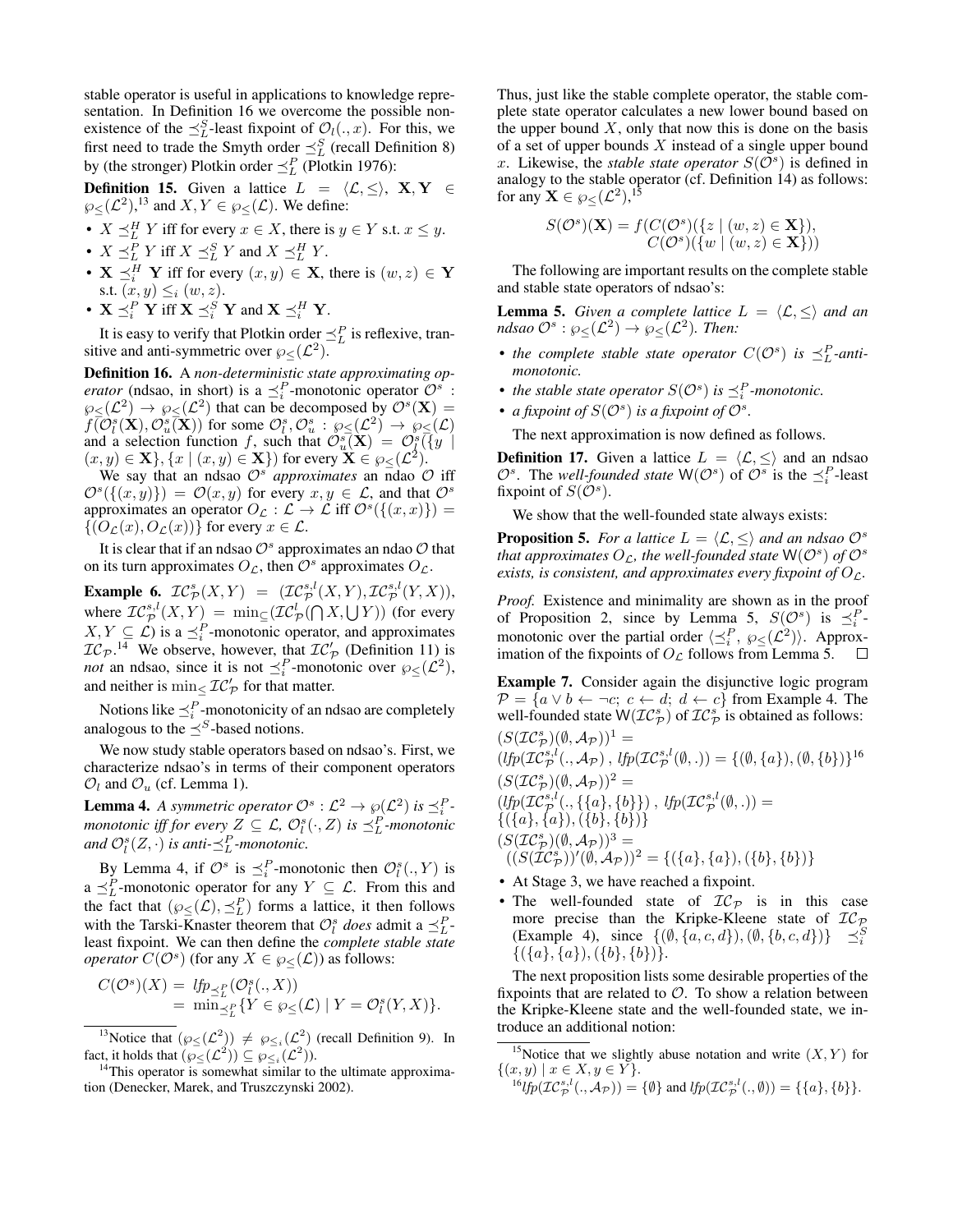stable operator is useful in applications to knowledge representation. In Definition 16 we overcome the possible non-existence of the $\preceq^S_L$-least fixpoint of $\mathcal{O}_l(.,x)$. For this, we first need to trade the Smyth order $\preceq^S_L$ (recall Definition 8) by (the stronger) Plotkin order $\preceq^P_L$ (Plotkin 1976):

**Definition 15.** Given a lattice $L = \langle \mathcal{L}, \leq \rangle$, $\mathbf{X}, \mathbf{Y} \in \wp_{\leq}(\mathcal{L}^2)$,[13] and $X, Y \in \wp_{\leq}(\mathcal{L})$. We define:

- $X \preceq^H_L Y$ iff for every $x \in X$, there is $y \in Y$ s.t. $x \leq y$.
- $X \preceq^P_L Y$ iff $X \preceq^S_L Y$ and $X \preceq^H_L Y$.
- $\mathbf{X} \preceq^H_i \mathbf{Y}$ iff for every $(x,y) \in \mathbf{X}$, there is $(w,z) \in \mathbf{Y}$ s.t. $(x,y) \leq_i (w,z)$.
- $\mathbf{X} \preceq^P_i \mathbf{Y}$ iff $\mathbf{X} \preceq^S_i \mathbf{Y}$ and $\mathbf{X} \preceq^H_i \mathbf{Y}$.

It is easy to verify that Plotkin order $\preceq^P_L$ is reflexive, transitive and anti-symmetric over $\wp_{\leq}(\mathcal{L}^2)$.

**Definition 16.** A *non-deterministic state approximating operator* (ndsao, in short) is a $\preceq^P_i$-monotonic operator $\mathcal{O}^s : \wp_{\leq}(\mathcal{L}^2) \to \wp_{\leq}(\mathcal{L}^2)$ that can be decomposed by $\mathcal{O}^s(\mathbf{X}) = f(\mathcal{O}^s_l(\mathbf{X}), \mathcal{O}^s_u(\mathbf{X}))$ for some $\mathcal{O}^s_l, \mathcal{O}^s_u : \wp_{\leq}(\mathcal{L}^2) \to \wp_{\leq}(\mathcal{L})$ and a selection function $f$, such that $\mathcal{O}^s_u(\mathbf{X}) = \mathcal{O}^s_l(\{y \mid (x,y) \in \mathbf{X}\}, \{x \mid (x,y) \in \mathbf{X}\})$ for every $\mathbf{X} \in \wp_{\leq}(\mathcal{L}^2)$.

We say that an ndsao $\mathcal{O}^s$ *approximates* an ndao $\mathcal{O}$ iff $\mathcal{O}^s(\{(x,y)\}) = \mathcal{O}(x,y)$ for every $x, y \in \mathcal{L}$, and that $\mathcal{O}^s$ approximates an operator $O_{\mathcal{L}} : \mathcal{L} \to \mathcal{L}$ iff $\mathcal{O}^s(\{(x,x)\}) = \{(O_{\mathcal{L}}(x), O_{\mathcal{L}}(x))\}$ for every $x \in \mathcal{L}$.

It is clear that if an ndsao $\mathcal{O}^s$ approximates an ndao $\mathcal{O}$ that on its turn approximates $O_{\mathcal{L}}$, then $\mathcal{O}^s$ approximates $O_{\mathcal{L}}$.

**Example 6.** $\mathcal{IC}^s_{\mathcal{P}}(X,Y) = (\mathcal{IC}^{s,l}_{\mathcal{P}}(X,Y), \mathcal{IC}^{s,l}_{\mathcal{P}}(Y,X))$, where $\mathcal{IC}^{s,l}_{\mathcal{P}}(X,Y) = \min_{\subseteq}(\mathcal{IC}^l_{\mathcal{P}}(\bigcap X, \bigcup Y))$ (for every $X, Y \subseteq \mathcal{L}$) is a $\preceq^P_i$-monotonic operator, and approximates $\mathcal{IC}_{\mathcal{P}}$.[14] We observe, however, that $\mathcal{IC}'_{\mathcal{P}}$ (Definition 11) is *not* an ndsao, since it is not $\preceq^P_i$-monotonic over $\wp_{\leq}(\mathcal{L}^2)$, and neither is $\min_{\leq} \mathcal{IC}'_{\mathcal{P}}$ for that matter.

Notions like $\preceq^P_i$-monotonicity of an ndsao are completely analogous to the $\preceq^S$-based notions.

We now study stable operators based on ndsao's. First, we characterize ndsao's in terms of their component operators $\mathcal{O}_l$ and $\mathcal{O}_u$ (cf. Lemma 1).

**Lemma 4.** *A symmetric operator $\mathcal{O}^s : \mathcal{L}^2 \to \wp(\mathcal{L}^2)$ is $\preceq^P_i$-monotonic iff for every $Z \subseteq \mathcal{L}$, $\mathcal{O}^s_l(\cdot, Z)$ is $\preceq^P_L$-monotonic and $\mathcal{O}^s_l(Z, \cdot)$ is anti-$\preceq^P_L$-monotonic.*

By Lemma 4, if $\mathcal{O}^s$ is $\preceq^P_i$-monotonic then $\mathcal{O}^s_l(.,Y)$ is a $\preceq^P_L$-monotonic operator for any $Y \subseteq \mathcal{L}$. From this and the fact that $(\wp_{\leq}(\mathcal{L}), \preceq^P_L)$ forms a lattice, it then follows with the Tarski-Knaster theorem that $\mathcal{O}^s_l$ *does* admit a $\preceq^P_L$-least fixpoint. We can then define the *complete stable state operator* $C(\mathcal{O}^s)$ (for any $X \in \wp_{\leq}(\mathcal{L})$) as follows:

$$
\begin{aligned}
C(\mathcal{O}^s)(X) &= lfp_{\preceq^P_L}(\mathcal{O}^s_l(.,X)) \\
&= \min_{\preceq^P_L}\{Y \in \wp_{\leq}(\mathcal{L}) \mid Y = \mathcal{O}^s_l(Y,X)\}.
\end{aligned}
$$

Thus, just like the stable complete operator, the stable complete state operator calculates a new lower bound based on the upper bound $X$, only that now this is done on the basis of a set of upper bounds $X$ instead of a single upper bound $x$. Likewise, the *stable state operator* $S(\mathcal{O}^s)$ is defined in analogy to the stable operator (cf. Definition 14) as follows: for any $\mathbf{X} \in \wp_{\leq}(\mathcal{L}^2)$,[15]

$$
\begin{aligned}
S(\mathcal{O}^s)(\mathbf{X}) = f(&C(\mathcal{O}^s)(\{z \mid (w,z) \in \mathbf{X}\}), \\
&C(\mathcal{O}^s)(\{w \mid (w,z) \in \mathbf{X}\}))
\end{aligned}
$$

The following are important results on the complete stable and stable state operators of ndsao's:

**Lemma 5.** *Given a complete lattice $L = \langle \mathcal{L}, \leq \rangle$ and an ndsao $\mathcal{O}^s : \wp_{\leq}(\mathcal{L}^2) \to \wp_{\leq}(\mathcal{L}^2)$. Then:*

- *the complete stable state operator $C(\mathcal{O}^s)$ is $\preceq^P_L$-anti-monotonic.*
- *the stable state operator $S(\mathcal{O}^s)$ is $\preceq^P_i$-monotonic.*
- *a fixpoint of $S(\mathcal{O}^s)$ is a fixpoint of $\mathcal{O}^s$.*

The next approximation is now defined as follows.

**Definition 17.** Given a lattice $L = \langle \mathcal{L}, \leq \rangle$ and an ndsao $\mathcal{O}^s$. The *well-founded state* $\mathsf{W}(\mathcal{O}^s)$ of $\mathcal{O}^s$ is the $\preceq^P_i$-least fixpoint of $S(\mathcal{O}^s)$.

We show that the well-founded state always exists:

**Proposition 5.** *For a lattice $L = \langle \mathcal{L}, \leq \rangle$ and an ndsao $\mathcal{O}^s$ that approximates $O_{\mathcal{L}}$, the well-founded state $\mathsf{W}(\mathcal{O}^s)$ of $\mathcal{O}^s$ exists, is consistent, and approximates every fixpoint of $O_{\mathcal{L}}$.*

*Proof.* Existence and minimality are shown as in the proof of Proposition 2, since by Lemma 5, $S(\mathcal{O}^s)$ is $\preceq^P_i$-monotonic over the partial order $\langle \preceq^P_i, \wp_{\leq}(\mathcal{L}^2) \rangle$. Approximation of the fixpoints of $O_{\mathcal{L}}$ follows from Lemma 5. $\square$

**Example 7.** Consider again the disjunctive logic program $\mathcal{P} = \{a \vee b \leftarrow \neg c;\ c \leftarrow d;\ d \leftarrow c\}$ from Example 4. The well-founded state $\mathsf{W}(\mathcal{IC}^s_{\mathcal{P}})$ of $\mathcal{IC}^s_{\mathcal{P}}$ is obtained as follows:

$(S(\mathcal{IC}^s_{\mathcal{P}})(\emptyset, \mathcal{A}_{\mathcal{P}}))^1 =$
$(lfp(\mathcal{IC}^{s,l}_{\mathcal{P}}(., \mathcal{A}_{\mathcal{P}})\ ,\ lfp(\mathcal{IC}^{s,l}_{\mathcal{P}}(\emptyset, .)) = \{(\emptyset, \{a\}), (\emptyset, \{b\})\}$[16]
$(S(\mathcal{IC}^s_{\mathcal{P}})(\emptyset, \mathcal{A}_{\mathcal{P}}))^2 =$
$(lfp(\mathcal{IC}^{s,l}_{\mathcal{P}}(., \{\{a\}, \{b\}\})\ ,\ lfp(\mathcal{IC}^{s,l}_{\mathcal{P}}(\emptyset, .)) =$
$\{(\{a\}, \{a\}), (\{b\}, \{b\})\}$
$(S(\mathcal{IC}^s_{\mathcal{P}})(\emptyset, \mathcal{A}_{\mathcal{P}}))^3 =$
$((S(\mathcal{IC}^s_{\mathcal{P}}))'(\emptyset, \mathcal{A}_{\mathcal{P}}))^2 = \{(\{a\}, \{a\}), (\{b\}, \{b\})\}$

- At Stage 3, we have reached a fixpoint.
- The well-founded state of $\mathcal{IC}_{\mathcal{P}}$ is in this case more precise than the Kripke-Kleene state of $\mathcal{IC}_{\mathcal{P}}$ (Example 4), since $\{(\emptyset, \{a,c,d\}), (\emptyset, \{b,c,d\})\} \preceq^S_i \{(\{a\}, \{a\}), (\{b\}, \{b\})\}$.

The next proposition lists some desirable properties of the fixpoints that are related to $\mathcal{O}$. To show a relation between the Kripke-Kleene and the well-founded state, we introduce an additional notion:

---

[13] Notice that $(\wp_{\leq}(\mathcal{L}^2)) \neq \wp_{\leq_i}(\mathcal{L}^2)$ (recall Definition 9). In fact, it holds that $(\wp_{\leq}(\mathcal{L}^2)) \subseteq \wp_{\leq_i}(\mathcal{L}^2)$).

[14] This operator is somewhat similar to the ultimate approximation (Denecker, Marek, and Truszczynski 2002).

[15] Notice that we slightly abuse notation and write $(X, Y)$ for $\{(x,y) \mid x \in X, y \in Y\}$.

[16] $lfp(\mathcal{IC}^{s,l}_{\mathcal{P}}(., \mathcal{A}_{\mathcal{P}})) = \{\emptyset\}$ and $lfp(\mathcal{IC}^{s,l}_{\mathcal{P}}(., \emptyset)) = \{\{a\}, \{b\}\}$.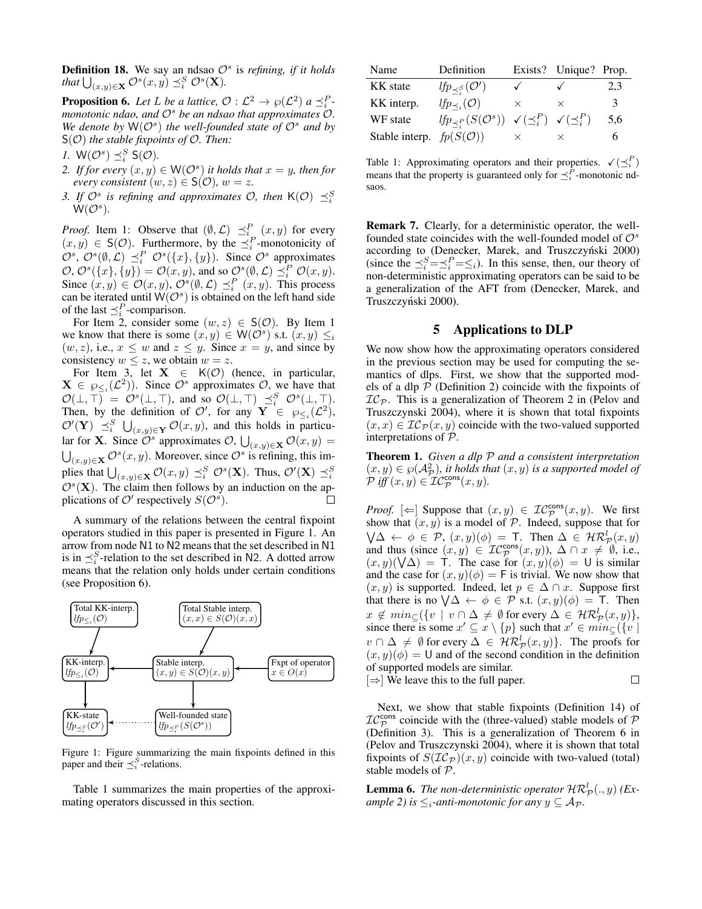**Definition 18.** We say an ndsao $\mathcal{O}^s$ is *refining, if it holds that* $\bigcup_{(x,y)\in\mathbf{X}} \mathcal{O}^s(x,y) \preceq_i^S \mathcal{O}^s(\mathbf{X})$.

**Proposition 6.** *Let $L$ be a lattice, $\mathcal{O} : \mathcal{L}^2 \to \wp(\mathcal{L}^2)$ a $\preceq_i^P$-monotonic ndao, and $\mathcal{O}^s$ be an ndsao that approximates $\mathcal{O}$. We denote by $\mathsf{W}(\mathcal{O}^s)$ the well-founded state of $\mathcal{O}^s$ and by $\mathsf{S}(\mathcal{O})$ the stable fixpoints of $\mathcal{O}$. Then:*

1. *$\mathsf{W}(\mathcal{O}^s) \preceq_i^S \mathsf{S}(\mathcal{O})$.*
2. *If for every $(x,y) \in \mathsf{W}(\mathcal{O}^s)$ it holds that $x = y$, then for every consistent $(w,z) \in \mathsf{S}(\mathcal{O})$, $w = z$.*
3. *If $\mathcal{O}^s$ is refining and approximates $\mathcal{O}$, then $\mathsf{K}(\mathcal{O}) \preceq_i^S \mathsf{W}(\mathcal{O}^s)$.*

*Proof.* Item 1: Observe that $(\emptyset, \mathcal{L}) \preceq_i^P (x,y)$ for every $(x,y) \in \mathsf{S}(\mathcal{O})$. Furthermore, by the $\preceq_i^P$-monotonicity of $\mathcal{O}^s$, $\mathcal{O}^s(\emptyset,\mathcal{L}) \preceq_i^P \mathcal{O}^s(\{x\},\{y\})$. Since $\mathcal{O}^s$ approximates $\mathcal{O}$, $\mathcal{O}^s(\{x\},\{y\}) = \mathcal{O}(x,y)$, and so $\mathcal{O}^s(\emptyset,\mathcal{L}) \preceq_i^P \mathcal{O}(x,y)$. Since $(x,y) \in \mathcal{O}(x,y)$, $\mathcal{O}^s(\emptyset,\mathcal{L}) \preceq_i^P (x,y)$. This process can be iterated until $\mathsf{W}(\mathcal{O}^s)$ is obtained on the left hand side of the last $\preceq_i^P$-comparison.

For Item 2, consider some $(w,z) \in \mathsf{S}(\mathcal{O})$. By Item 1 we know that there is some $(x,y) \in \mathsf{W}(\mathcal{O}^s)$ s.t. $(x,y) \leq_i (w,z)$, i.e., $x \leq w$ and $z \leq y$. Since $x = y$, and since by consistency $w \leq z$, we obtain $w = z$.

For Item 3, let $\mathbf{X} \in \mathsf{K}(\mathcal{O})$ (hence, in particular, $\mathbf{X} \in \wp_{\leq_i}(\mathcal{L}^2)$). Since $\mathcal{O}^s$ approximates $\mathcal{O}$, we have that $\mathcal{O}(\bot,\top) = \mathcal{O}^s(\bot,\top)$, and so $\mathcal{O}(\bot,\top) \preceq_i^S \mathcal{O}^s(\bot,\top)$. Then, by the definition of $\mathcal{O}'$, for any $\mathbf{Y} \in \wp_{\leq_i}(\mathcal{L}^2)$, $\mathcal{O}'(\mathbf{Y}) \preceq_i^S \bigcup_{(x,y)\in\mathbf{Y}} \mathcal{O}(x,y)$, and this holds in particular for $\mathbf{X}$. Since $\mathcal{O}^s$ approximates $\mathcal{O}$, $\bigcup_{(x,y)\in\mathbf{X}} \mathcal{O}(x,y) = \bigcup_{(x,y)\in\mathbf{X}} \mathcal{O}^s(x,y)$. Moreover, since $\mathcal{O}^s$ is refining, this implies that $\bigcup_{(x,y)\in\mathbf{X}} \mathcal{O}(x,y) \preceq_i^S \mathcal{O}^s(\mathbf{X})$. Thus, $\mathcal{O}'(\mathbf{X}) \preceq_i^S \mathcal{O}^s(\mathbf{X})$. The claim then follows by an induction on the applications of $\mathcal{O}'$ respectively $S(\mathcal{O}^s)$. $\square$

A summary of the relations between the central fixpoint operators studied in this paper is presented in Figure 1. An arrow from node N1 to N2 means that the set described in N1 is in $\preceq_i^S$-relation to the set described in N2. A dotted arrow means that the relation only holds under certain conditions (see Proposition 6).

Figure 1: Figure summarizing the main fixpoints defined in this paper and their $\preceq_i^S$-relations.

Table 1 summarizes the main properties of the approximating operators discussed in this section.

| Name | Definition | Exists? | Unique? | Prop. |
|---|---|---|---|---|
| KK state | $lfp_{\preceq_i^S}(\mathcal{O}')$ | ✓ | ✓ | 2,3 |
| KK interp. | $lfp_{\preceq_i}(\mathcal{O})$ | × | × | 3 |
| WF state | $lfp_{\preceq_i^P}(S(\mathcal{O}^s))$ | ✓($\preceq_i^P$) | ✓($\preceq_i^P$) | 5,6 |
| Stable interp. | $fp(S(\mathcal{O}))$ | × | × | 6 |

Table 1: Approximating operators and their properties. ✓($\preceq_i^P$) means that the property is guaranteed only for $\preceq_i^P$-monotonic ndsaos.

**Remark 7.** Clearly, for a deterministic operator, the well-founded state coincides with the well-founded model of $\mathcal{O}^s$ according to (Denecker, Marek, and Truszczyński 2000) (since the $\preceq_i^S = \preceq_i^P = \leq_i$). In this sense, then, our theory of non-deterministic approximating operators can be said to be a generalization of the AFT from (Denecker, Marek, and Truszczyński 2000).

## 5 Applications to DLP

We now show how the approximating operators considered in the previous section may be used for computing the semantics of dlps. First, we show that the supported models of a dlp $\mathcal{P}$ (Definition 2) coincide with the fixpoints of $\mathcal{IC}_\mathcal{P}$. This is a generalization of Theorem 2 in (Pelov and Truszczynski 2004), where it is shown that total fixpoints $(x,x) \in \mathcal{IC}_\mathcal{P}(x,y)$ coincide with the two-valued supported interpretations of $\mathcal{P}$.

**Theorem 1.** *Given a dlp $\mathcal{P}$ and a consistent interpretation $(x,y) \in \wp(\mathcal{A}_\mathcal{P}^2)$, it holds that $(x,y)$ is a supported model of $\mathcal{P}$ iff $(x,y) \in \mathcal{IC}_\mathcal{P}^{\mathsf{cons}}(x,y)$.*

*Proof.* [$\Leftarrow$] Suppose that $(x,y) \in \mathcal{IC}_\mathcal{P}^{\mathsf{cons}}(x,y)$. We first show that $(x,y)$ is a model of $\mathcal{P}$. Indeed, suppose that for $\bigvee\Delta \leftarrow \phi \in \mathcal{P}$, $(x,y)(\phi) = \mathsf{T}$. Then $\Delta \in \mathcal{HR}_\mathcal{P}^l(x,y)$ and thus (since $(x,y) \in \mathcal{IC}_\mathcal{P}^{\mathsf{cons}}(x,y)$), $\Delta \cap x \neq \emptyset$, i.e., $(x,y)(\bigvee\Delta) = \mathsf{T}$. The case for $(x,y)(\phi) = \mathsf{U}$ is similar and the case for $(x,y)(\phi) = \mathsf{F}$ is trivial. We now show that $(x,y)$ is supported. Indeed, let $p \in \Delta \cap x$. Suppose first that there is no $\bigvee\Delta \leftarrow \phi \in \mathcal{P}$ s.t. $(x,y)(\phi) = \mathsf{T}$. Then $x \notin min_\subseteq(\{v \mid v \cap \Delta \neq \emptyset \text{ for every } \Delta \in \mathcal{HR}_\mathcal{P}^l(x,y)\}$, since there is some $x' \subseteq x \setminus \{p\}$ such that $x' \in min_\subseteq(\{v \mid v \cap \Delta \neq \emptyset \text{ for every } \Delta \in \mathcal{HR}_\mathcal{P}^l(x,y)\}$. The proofs for $(x,y)(\phi) = \mathsf{U}$ and of the second condition in the definition of supported models are similar.
[$\Rightarrow$] We leave this to the full paper. $\square$

Next, we show that stable fixpoints (Definition 14) of $\mathcal{IC}_\mathcal{P}^{\mathsf{cons}}$ coincide with the (three-valued) stable models of $\mathcal{P}$ (Definition 3). This is a generalization of Theorem 6 in (Pelov and Truszczynski 2004), where it is shown that total fixpoints of $S(\mathcal{IC}_\mathcal{P})(x,y)$ coincide with two-valued (total) stable models of $\mathcal{P}$.

**Lemma 6.** *The non-deterministic operator $\mathcal{HR}_\mathcal{P}^l(.,y)$ (Example 2) is $\leq_i$-anti-monotonic for any $y \subseteq \mathcal{A}_\mathcal{P}$.*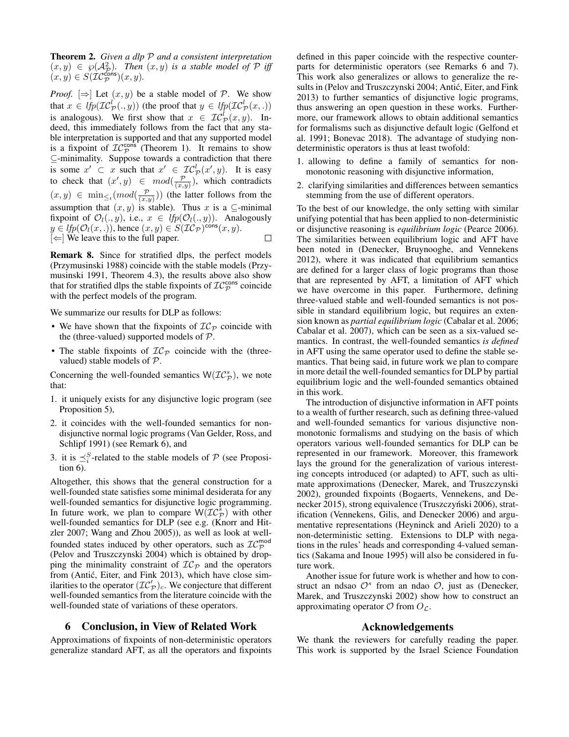**Theorem 2.** *Given a dlp $\mathcal{P}$ and a consistent interpretation $(x, y) \in \wp(\mathcal{A}^2_{\mathcal{P}})$. Then $(x, y)$ is a stable model of $\mathcal{P}$ iff $(x, y) \in S(\mathcal{IC}^{\mathsf{cons}}_{\mathcal{P}})(x, y)$.*

*Proof.* $[\Rightarrow]$ Let $(x, y)$ be a stable model of $\mathcal{P}$. We show that $x \in \mathit{lfp}(\mathcal{IC}^l_{\mathcal{P}}(., y))$ (the proof that $y \in \mathit{lfp}(\mathcal{IC}^l_{\mathcal{P}}(x, .))$ is analogous). We first show that $x \in \mathcal{IC}^l_{\mathcal{P}}(x, y)$. Indeed, this immediately follows from the fact that any stable interpretation is supported and that any supported model is a fixpoint of $\mathcal{IC}^{\mathsf{cons}}_{\mathcal{P}}$ (Theorem 1). It remains to show $\subseteq$-minimality. Suppose towards a contradiction that there is some $x' \subset x$ such that $x' \in \mathcal{IC}^l_{\mathcal{P}}(x', y)$. It is easy to check that $(x', y) \in \mathit{mod}(\frac{\mathcal{P}}{(x,y)})$, which contradicts $(x, y) \in \min_{\leq_t}(\mathit{mod}(\frac{\mathcal{P}}{(x,y)}))$ (the latter follows from the assumption that $(x, y)$ is stable). Thus $x$ is a $\subseteq$-minimal fixpoint of $\mathcal{O}_l(., y)$, i.e., $x \in \mathit{lfp}(\mathcal{O}_l(., y))$. Analogously $y \in \mathit{lfp}(\mathcal{O}_l(x, .))$, hence $(x, y) \in S(\mathcal{IC}_{\mathcal{P}})^{\mathsf{cons}}(x, y)$.
$[\Leftarrow]$ We leave this to the full paper. □

**Remark 8.** Since for stratified dlps, the perfect models (Przymusinski 1988) coincide with the stable models (Przymusinski 1991, Theorem 4.3), the results above also show that for stratified dlps the stable fixpoints of $\mathcal{IC}^{\mathsf{cons}}_{\mathcal{P}}$ coincide with the perfect models of the program.

We summarize our results for DLP as follows:

- We have shown that the fixpoints of $\mathcal{IC}_{\mathcal{P}}$ coincide with the (three-valued) supported models of $\mathcal{P}$.
- The stable fixpoints of $\mathcal{IC}_{\mathcal{P}}$ coincide with the (three-valued) stable models of $\mathcal{P}$.

Concerning the well-founded semantics $\mathsf{W}(\mathcal{IC}^s_{\mathcal{P}})$, we note that:

1. it uniquely exists for any disjunctive logic program (see Proposition 5),
2. it coincides with the well-founded semantics for non-disjunctive normal logic programs (Van Gelder, Ross, and Schlipf 1991) (see Remark 6), and
3. it is $\preceq^S_i$-related to the stable models of $\mathcal{P}$ (see Proposition 6).

Altogether, this shows that the general construction for a well-founded state satisfies some minimal desiderata for any well-founded semantics for disjunctive logic programming. In future work, we plan to compare $\mathsf{W}(\mathcal{IC}^s_{\mathcal{P}})$ with other well-founded semantics for DLP (see e.g. (Knorr and Hitzler 2007; Wang and Zhou 2005)), as well as look at well-founded states induced by other operators, such as $\mathcal{IC}^{\mathsf{mod}}_{\mathcal{P}}$ (Pelov and Truszczynski 2004) which is obtained by dropping the minimality constraint of $\mathcal{IC}_{\mathcal{P}}$ and the operators from (Antić, Eiter, and Fink 2013), which have close similarities to the operator $(\mathcal{IC}'_{\mathcal{P}})_c$. We conjecture that different well-founded semantics from the literature coincide with the well-founded state of variations of these operators.

## 6 Conclusion, in View of Related Work

Approximations of fixpoints of non-deterministic operators generalize standard AFT, as all the operators and fixpoints defined in this paper coincide with the respective counterparts for deterministic operators (see Remarks 6 and 7). This work also generalizes or allows to generalize the results in (Pelov and Truszczynski 2004; Antić, Eiter, and Fink 2013) to further semantics of disjunctive logic programs, thus answering an open question in these works. Furthermore, our framework allows to obtain additional semantics for formalisms such as disjunctive default logic (Gelfond et al. 1991; Bonevac 2018). The advantage of studying non-deterministic operators is thus at least twofold:

1. allowing to define a family of semantics for non-monotonic reasoning with disjunctive information,
2. clarifying similarities and differences between semantics stemming from the use of different operators.

To the best of our knowledge, the only setting with similar unifying potential that has been applied to non-deterministic or disjunctive reasoning is *equilibrium logic* (Pearce 2006). The similarities between equilibrium logic and AFT have been noted in (Denecker, Bruynooghe, and Vennekens 2012), where it was indicated that equilibrium semantics are defined for a larger class of logic programs than those that are represented by AFT, a limitation of AFT which we have overcome in this paper. Furthermore, defining three-valued stable and well-founded semantics is not possible in standard equilibrium logic, but requires an extension known as *partial equilibrium logic* (Cabalar et al. 2006; Cabalar et al. 2007), which can be seen as a six-valued semantics. In contrast, the well-founded semantics *is defined* in AFT using the same operator used to define the stable semantics. That being said, in future work we plan to compare in more detail the well-founded semantics for DLP by partial equilibrium logic and the well-founded semantics obtained in this work.

The introduction of disjunctive information in AFT points to a wealth of further research, such as defining three-valued and well-founded semantics for various disjunctive non-monotonic formalisms and studying on the basis of which operators various well-founded semantics for DLP can be represented in our framework. Moreover, this framework lays the ground for the generalization of various interesting concepts introduced (or adapted) to AFT, such as ultimate approximations (Denecker, Marek, and Truszczynski 2002), grounded fixpoints (Bogaerts, Vennekens, and Denecker 2015), strong equivalence (Truszczyński 2006), stratification (Vennekens, Gilis, and Denecker 2006) and argumentative representations (Heyninck and Arieli 2020) to a non-deterministic setting. Extensions to DLP with negations in the rules' heads and corresponding 4-valued semantics (Sakama and Inoue 1995) will also be considered in future work.

Another issue for future work is whether and how to construct an ndsao $\mathcal{O}^s$ from an ndao $\mathcal{O}$, just as (Denecker, Marek, and Truszczynski 2002) show how to construct an approximating operator $\mathcal{O}$ from $O_{\mathcal{L}}$.

## Acknowledgements

We thank the reviewers for carefully reading the paper. This work is supported by the Israel Science Foundation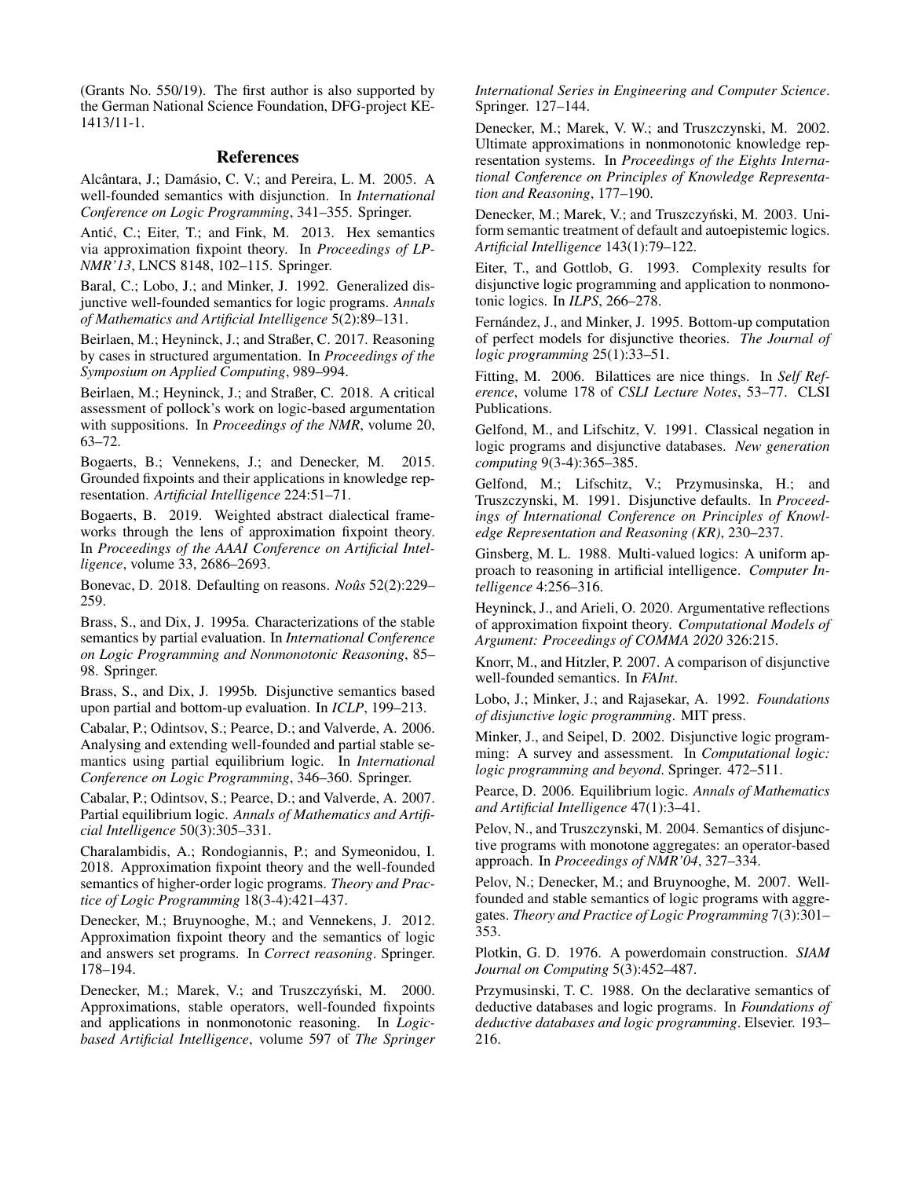(Grants No. 550/19). The first author is also supported by the German National Science Foundation, DFG-project KE-1413/11-1.

## References

Alcântara, J.; Damásio, C. V.; and Pereira, L. M. 2005. A well-founded semantics with disjunction. In *International Conference on Logic Programming*, 341–355. Springer.

Antić, C.; Eiter, T.; and Fink, M. 2013. Hex semantics via approximation fixpoint theory. In *Proceedings of LP-NMR'13*, LNCS 8148, 102–115. Springer.

Baral, C.; Lobo, J.; and Minker, J. 1992. Generalized disjunctive well-founded semantics for logic programs. *Annals of Mathematics and Artificial Intelligence* 5(2):89–131.

Beirlaen, M.; Heyninck, J.; and Straßer, C. 2017. Reasoning by cases in structured argumentation. In *Proceedings of the Symposium on Applied Computing*, 989–994.

Beirlaen, M.; Heyninck, J.; and Straßer, C. 2018. A critical assessment of pollock's work on logic-based argumentation with suppositions. In *Proceedings of the NMR*, volume 20, 63–72.

Bogaerts, B.; Vennekens, J.; and Denecker, M. 2015. Grounded fixpoints and their applications in knowledge representation. *Artificial Intelligence* 224:51–71.

Bogaerts, B. 2019. Weighted abstract dialectical frameworks through the lens of approximation fixpoint theory. In *Proceedings of the AAAI Conference on Artificial Intelligence*, volume 33, 2686–2693.

Bonevac, D. 2018. Defaulting on reasons. *Noûs* 52(2):229–259.

Brass, S., and Dix, J. 1995a. Characterizations of the stable semantics by partial evaluation. In *International Conference on Logic Programming and Nonmonotonic Reasoning*, 85–98. Springer.

Brass, S., and Dix, J. 1995b. Disjunctive semantics based upon partial and bottom-up evaluation. In *ICLP*, 199–213.

Cabalar, P.; Odintsov, S.; Pearce, D.; and Valverde, A. 2006. Analysing and extending well-founded and partial stable semantics using partial equilibrium logic. In *International Conference on Logic Programming*, 346–360. Springer.

Cabalar, P.; Odintsov, S.; Pearce, D.; and Valverde, A. 2007. Partial equilibrium logic. *Annals of Mathematics and Artificial Intelligence* 50(3):305–331.

Charalambidis, A.; Rondogiannis, P.; and Symeonidou, I. 2018. Approximation fixpoint theory and the well-founded semantics of higher-order logic programs. *Theory and Practice of Logic Programming* 18(3-4):421–437.

Denecker, M.; Bruynooghe, M.; and Vennekens, J. 2012. Approximation fixpoint theory and the semantics of logic and answers set programs. In *Correct reasoning*. Springer. 178–194.

Denecker, M.; Marek, V.; and Truszczyński, M. 2000. Approximations, stable operators, well-founded fixpoints and applications in nonmonotonic reasoning. In *Logic-based Artificial Intelligence*, volume 597 of *The Springer International Series in Engineering and Computer Science*. Springer. 127–144.

Denecker, M.; Marek, V. W.; and Truszczynski, M. 2002. Ultimate approximations in nonmonotonic knowledge representation systems. In *Proceedings of the Eights International Conference on Principles of Knowledge Representation and Reasoning*, 177–190.

Denecker, M.; Marek, V.; and Truszczyński, M. 2003. Uniform semantic treatment of default and autoepistemic logics. *Artificial Intelligence* 143(1):79–122.

Eiter, T., and Gottlob, G. 1993. Complexity results for disjunctive logic programming and application to nonmonotonic logics. In *ILPS*, 266–278.

Fernández, J., and Minker, J. 1995. Bottom-up computation of perfect models for disjunctive theories. *The Journal of logic programming* 25(1):33–51.

Fitting, M. 2006. Bilattices are nice things. In *Self Reference*, volume 178 of *CSLI Lecture Notes*, 53–77. CLSI Publications.

Gelfond, M., and Lifschitz, V. 1991. Classical negation in logic programs and disjunctive databases. *New generation computing* 9(3-4):365–385.

Gelfond, M.; Lifschitz, V.; Przymusinska, H.; and Truszczynski, M. 1991. Disjunctive defaults. In *Proceedings of International Conference on Principles of Knowledge Representation and Reasoning (KR)*, 230–237.

Ginsberg, M. L. 1988. Multi-valued logics: A uniform approach to reasoning in artificial intelligence. *Computer Intelligence* 4:256–316.

Heyninck, J., and Arieli, O. 2020. Argumentative reflections of approximation fixpoint theory. *Computational Models of Argument: Proceedings of COMMA 2020* 326:215.

Knorr, M., and Hitzler, P. 2007. A comparison of disjunctive well-founded semantics. In *FAInt*.

Lobo, J.; Minker, J.; and Rajasekar, A. 1992. *Foundations of disjunctive logic programming*. MIT press.

Minker, J., and Seipel, D. 2002. Disjunctive logic programming: A survey and assessment. In *Computational logic: logic programming and beyond*. Springer. 472–511.

Pearce, D. 2006. Equilibrium logic. *Annals of Mathematics and Artificial Intelligence* 47(1):3–41.

Pelov, N., and Truszczynski, M. 2004. Semantics of disjunctive programs with monotone aggregates: an operator-based approach. In *Proceedings of NMR'04*, 327–334.

Pelov, N.; Denecker, M.; and Bruynooghe, M. 2007. Well-founded and stable semantics of logic programs with aggregates. *Theory and Practice of Logic Programming* 7(3):301–353.

Plotkin, G. D. 1976. A powerdomain construction. *SIAM Journal on Computing* 5(3):452–487.

Przymusinski, T. C. 1988. On the declarative semantics of deductive databases and logic programs. In *Foundations of deductive databases and logic programming*. Elsevier. 193–216.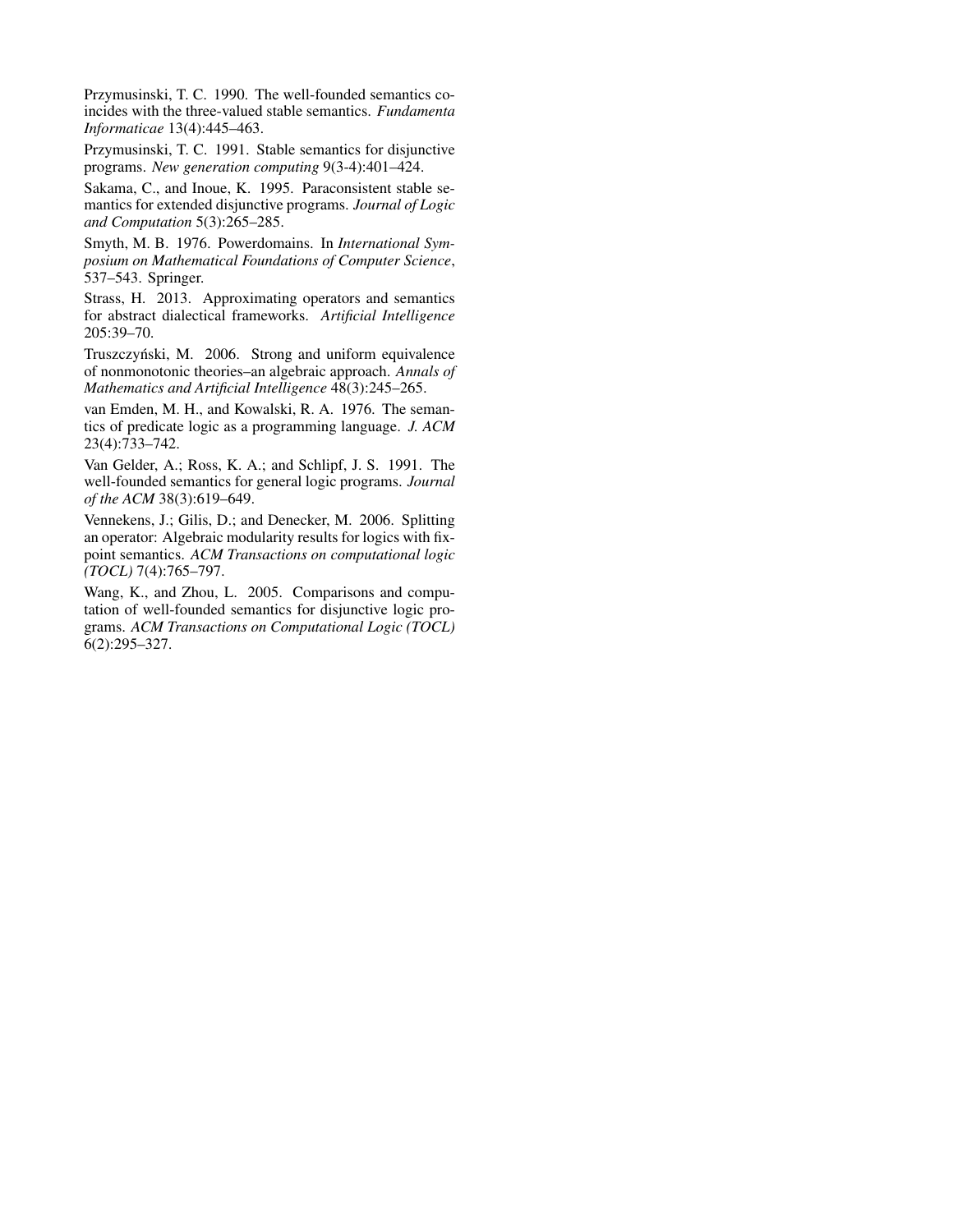Przymusinski, T. C. 1990. The well-founded semantics coincides with the three-valued stable semantics. *Fundamenta Informaticae* 13(4):445–463.

Przymusinski, T. C. 1991. Stable semantics for disjunctive programs. *New generation computing* 9(3-4):401–424.

Sakama, C., and Inoue, K. 1995. Paraconsistent stable semantics for extended disjunctive programs. *Journal of Logic and Computation* 5(3):265–285.

Smyth, M. B. 1976. Powerdomains. In *International Symposium on Mathematical Foundations of Computer Science*, 537–543. Springer.

Strass, H. 2013. Approximating operators and semantics for abstract dialectical frameworks. *Artificial Intelligence* 205:39–70.

Truszczyński, M. 2006. Strong and uniform equivalence of nonmonotonic theories–an algebraic approach. *Annals of Mathematics and Artificial Intelligence* 48(3):245–265.

van Emden, M. H., and Kowalski, R. A. 1976. The semantics of predicate logic as a programming language. *J. ACM* 23(4):733–742.

Van Gelder, A.; Ross, K. A.; and Schlipf, J. S. 1991. The well-founded semantics for general logic programs. *Journal of the ACM* 38(3):619–649.

Vennekens, J.; Gilis, D.; and Denecker, M. 2006. Splitting an operator: Algebraic modularity results for logics with fixpoint semantics. *ACM Transactions on computational logic (TOCL)* 7(4):765–797.

Wang, K., and Zhou, L. 2005. Comparisons and computation of well-founded semantics for disjunctive logic programs. *ACM Transactions on Computational Logic (TOCL)* 6(2):295–327.